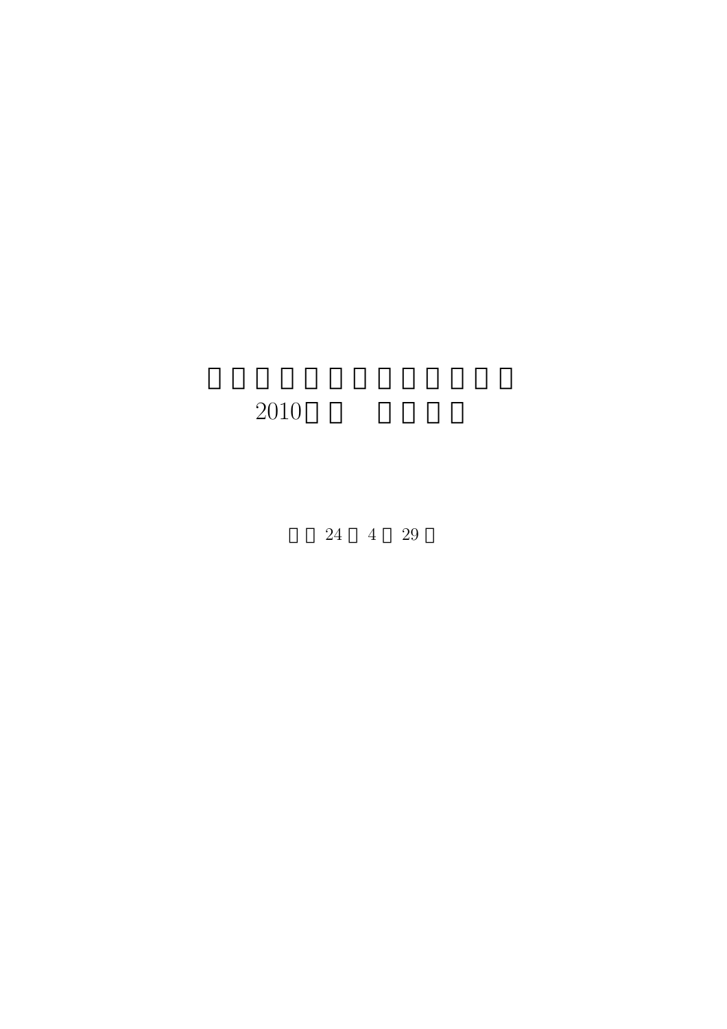# 2010

24 4 29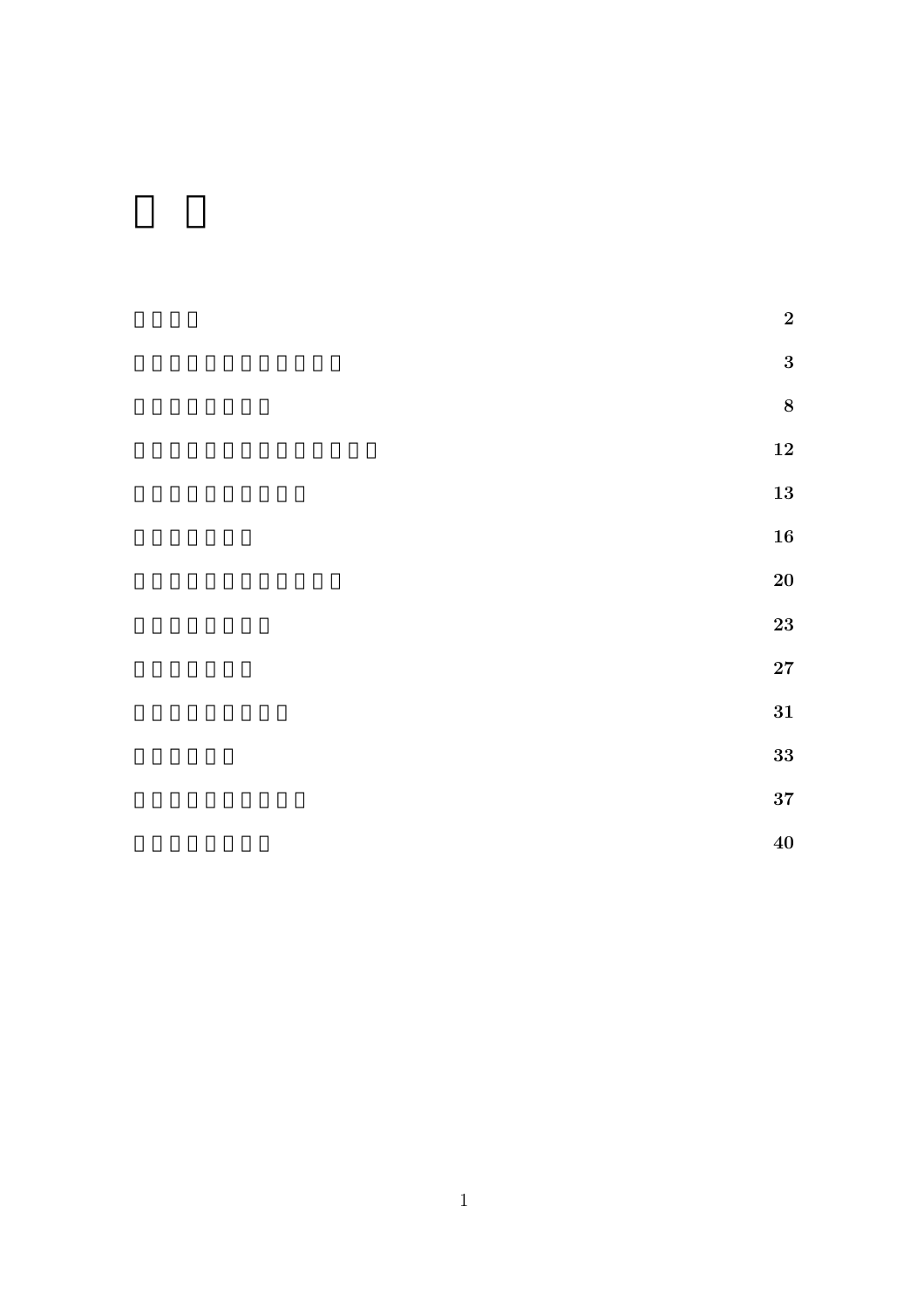# □ □

| | |
|---|---|
| □ □ □ □ | **2** |
| □ □ □ □ □ □ □ □ □ □ □ □ | **3** |
| □ □ □ □ □ □ □ □ | **8** |
| □ □ □ □ □ □ □ □ □ □ □ □ □ □ □ | **12** |
| □ □ □ □ □ □ □ □ □ □ | **13** |
| □ □ □ □ □ □ □ | **16** |
| □ □ □ □ □ □ □ □ □ □ □ □ | **20** |
| □ □ □ □ □ □ □ □ | **23** |
| □ □ □ □ □ □ □ | **27** |
| □ □ □ □ □ □ □ □ □ | **31** |
| □ □ □ □ □ □ | **33** |
| □ □ □ □ □ □ □ □ □ □ | **37** |
| □ □ □ □ □ □ □ □ | **40** |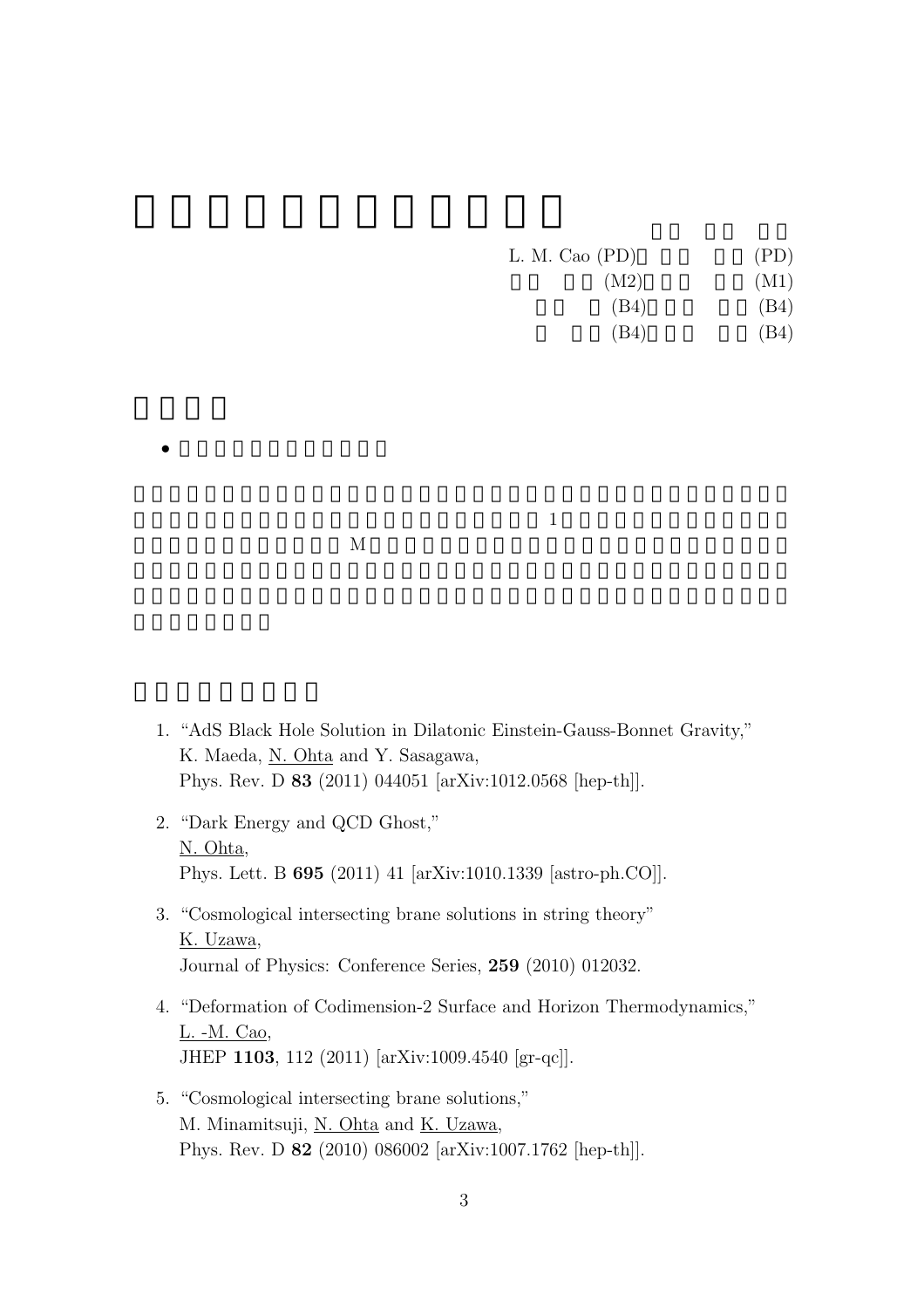L. M. Cao (PD) (PD)
(M2) (M1)
(B4) (B4)
(B4) (B4)

1
M

1. "AdS Black Hole Solution in Dilatonic Einstein-Gauss-Bonnet Gravity,"
   K. Maeda, N. Ohta and Y. Sasagawa,
   Phys. Rev. D **83** (2011) 044051 [arXiv:1012.0568 [hep-th]].

2. "Dark Energy and QCD Ghost,"
   N. Ohta,
   Phys. Lett. B **695** (2011) 41 [arXiv:1010.1339 [astro-ph.CO]].

3. "Cosmological intersecting brane solutions in string theory"
   K. Uzawa,
   Journal of Physics: Conference Series, **259** (2010) 012032.

4. "Deformation of Codimension-2 Surface and Horizon Thermodynamics,"
   L. -M. Cao,
   JHEP **1103**, 112 (2011) [arXiv:1009.4540 [gr-qc]].

5. "Cosmological intersecting brane solutions,"
   M. Minamitsuji, N. Ohta and K. Uzawa,
   Phys. Rev. D **82** (2010) 086002 [arXiv:1007.1762 [hep-th]].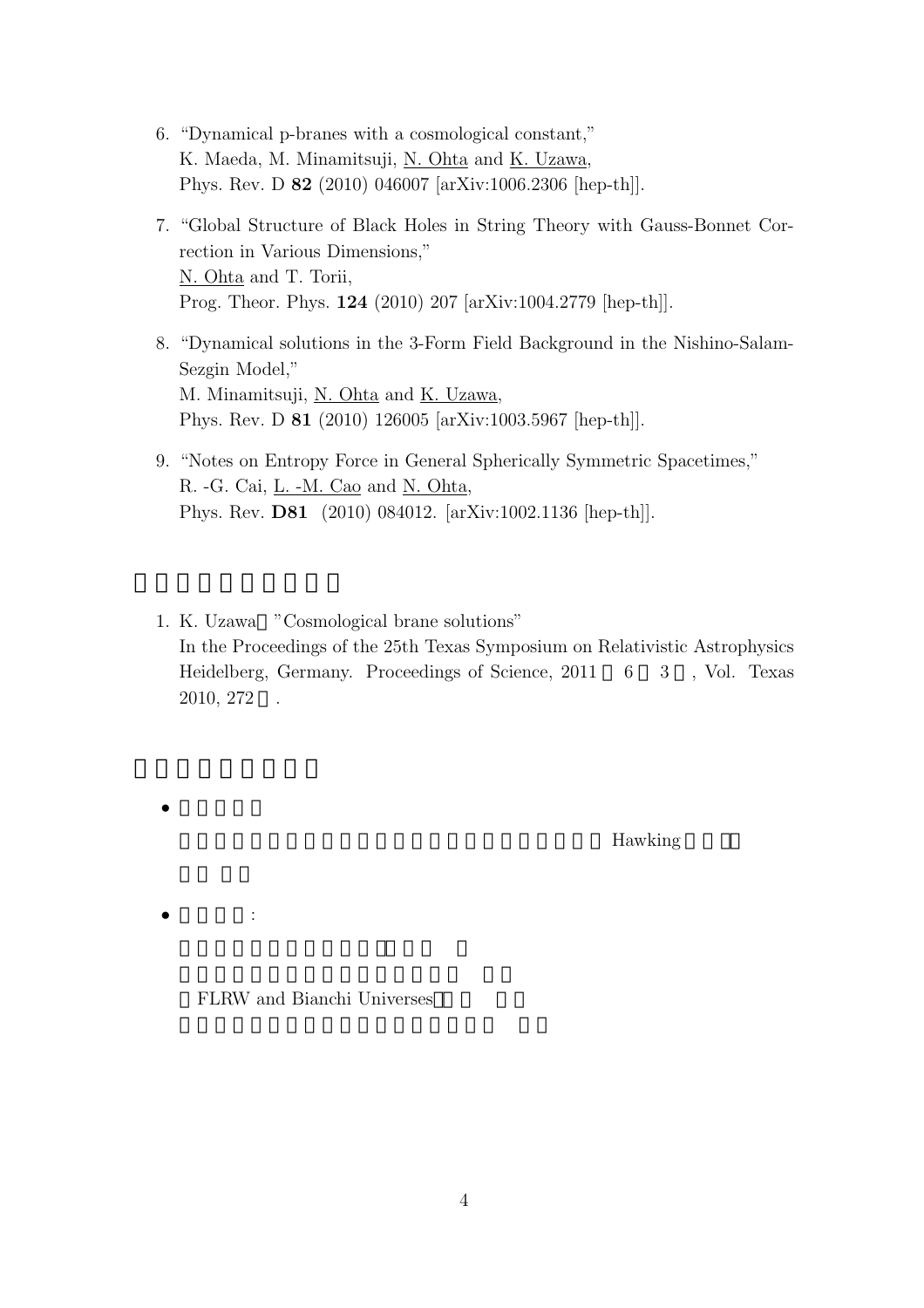6. "Dynamical p-branes with a cosmological constant,"
   K. Maeda, M. Minamitsuji, N. Ohta and K. Uzawa,
   Phys. Rev. D **82** (2010) 046007 [arXiv:1006.2306 [hep-th]].

7. "Global Structure of Black Holes in String Theory with Gauss-Bonnet Correction in Various Dimensions,"
   N. Ohta and T. Torii,
   Prog. Theor. Phys. **124** (2010) 207 [arXiv:1004.2779 [hep-th]].

8. "Dynamical solutions in the 3-Form Field Background in the Nishino-Salam-Sezgin Model,"
   M. Minamitsuji, N. Ohta and K. Uzawa,
   Phys. Rev. D **81** (2010) 126005 [arXiv:1003.5967 [hep-th]].

9. "Notes on Entropy Force in General Spherically Symmetric Spacetimes,"
   R. -G. Cai, L. -M. Cao and N. Ohta,
   Phys. Rev. **D81** (2010) 084012. [arXiv:1002.1136 [hep-th]].

1. K. Uzawa "Cosmological brane solutions"
   In the Proceedings of the 25th Texas Symposium on Relativistic Astrophysics Heidelberg, Germany. Proceedings of Science, 2011 6 3 , Vol. Texas 2010, 272 .

- Hawking

- :
  FLRW and Bianchi Universes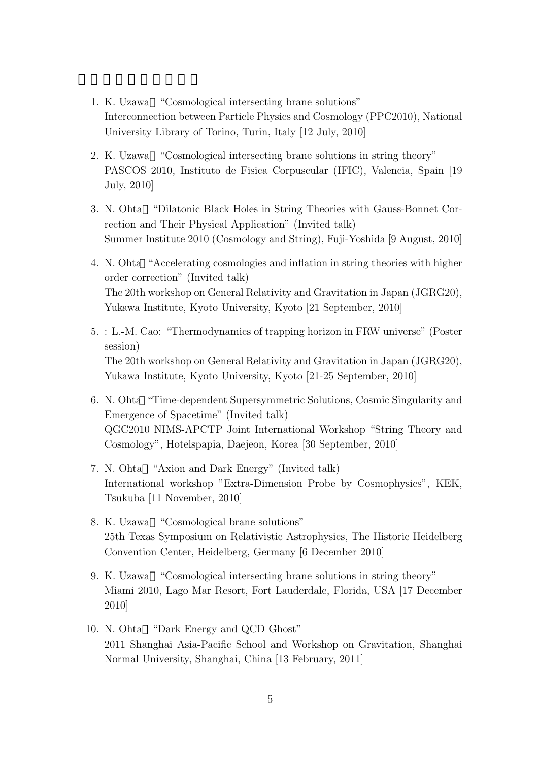1. K. Uzawa: "Cosmological intersecting brane solutions"
   Interconnection between Particle Physics and Cosmology (PPC2010), National University Library of Torino, Turin, Italy [12 July, 2010]

2. K. Uzawa: "Cosmological intersecting brane solutions in string theory"
   PASCOS 2010, Instituto de Fisica Corpuscular (IFIC), Valencia, Spain [19 July, 2010]

3. N. Ohta: "Dilatonic Black Holes in String Theories with Gauss-Bonnet Correction and Their Physical Application" (Invited talk)
   Summer Institute 2010 (Cosmology and String), Fuji-Yoshida [9 August, 2010]

4. N. Ohta: "Accelerating cosmologies and inflation in string theories with higher order correction" (Invited talk)
   The 20th workshop on General Relativity and Gravitation in Japan (JGRG20), Yukawa Institute, Kyoto University, Kyoto [21 September, 2010]

5. : L.-M. Cao: "Thermodynamics of trapping horizon in FRW universe" (Poster session)
   The 20th workshop on General Relativity and Gravitation in Japan (JGRG20), Yukawa Institute, Kyoto University, Kyoto [21-25 September, 2010]

6. N. Ohta: "Time-dependent Supersymmetric Solutions, Cosmic Singularity and Emergence of Spacetime" (Invited talk)
   QGC2010 NIMS-APCTP Joint International Workshop "String Theory and Cosmology", Hotelspapia, Daejeon, Korea [30 September, 2010]

7. N. Ohta: "Axion and Dark Energy" (Invited talk)
   International workshop "Extra-Dimension Probe by Cosmophysics", KEK, Tsukuba [11 November, 2010]

8. K. Uzawa: "Cosmological brane solutions"
   25th Texas Symposium on Relativistic Astrophysics, The Historic Heidelberg Convention Center, Heidelberg, Germany [6 December 2010]

9. K. Uzawa: "Cosmological intersecting brane solutions in string theory"
   Miami 2010, Lago Mar Resort, Fort Lauderdale, Florida, USA [17 December 2010]

10. N. Ohta: "Dark Energy and QCD Ghost"
    2011 Shanghai Asia-Pacific School and Workshop on Gravitation, Shanghai Normal University, Shanghai, China [13 February, 2011]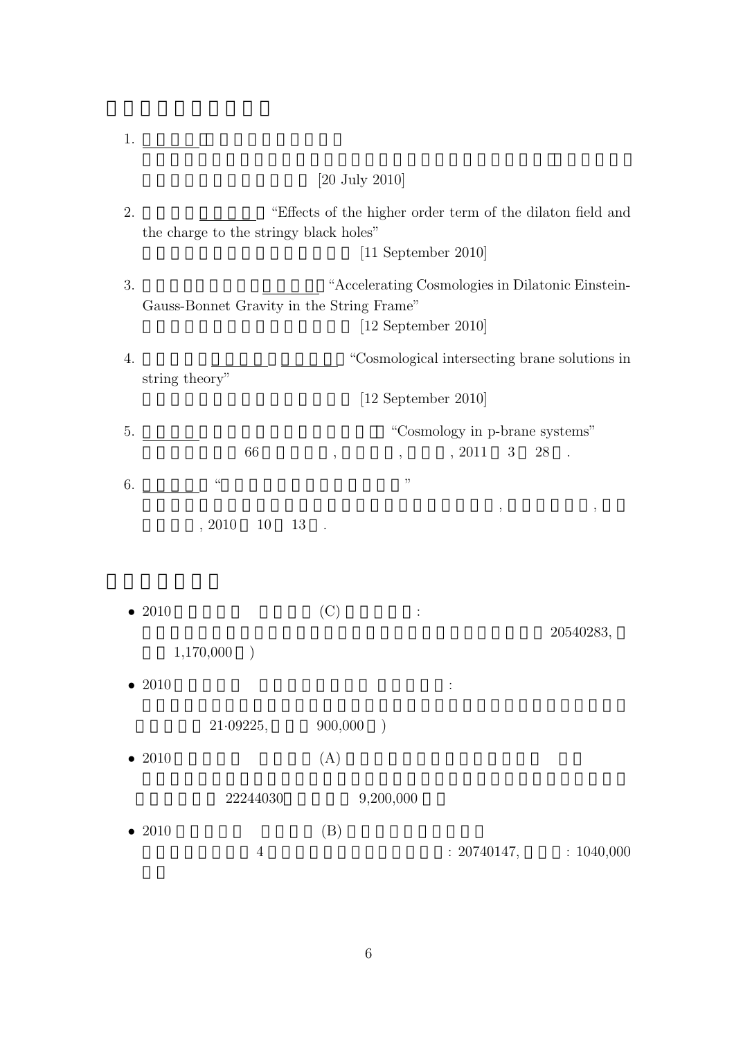1. 

   [20 July 2010]

2. "Effects of the higher order term of the dilaton field and the charge to the stringy black holes"

   [11 September 2010]

3. "Accelerating Cosmologies in Dilatonic Einstein-Gauss-Bonnet Gravity in the String Frame"

   [12 September 2010]

4. "Cosmological intersecting brane solutions in string theory"

   [12 September 2010]

5. "Cosmology in p-brane systems"

   66 , , , 2011 3 28 .

6. " "

   , , ,

   , 2010 10 13 .

- 2010 (C) :

  20540283,

  1,170,000 )

- 2010 :

  21·09225, 900,000 )

- 2010 (A)

  22244030 9,200,000

- 2010 (B)

  4 : 20740147, : 1040,000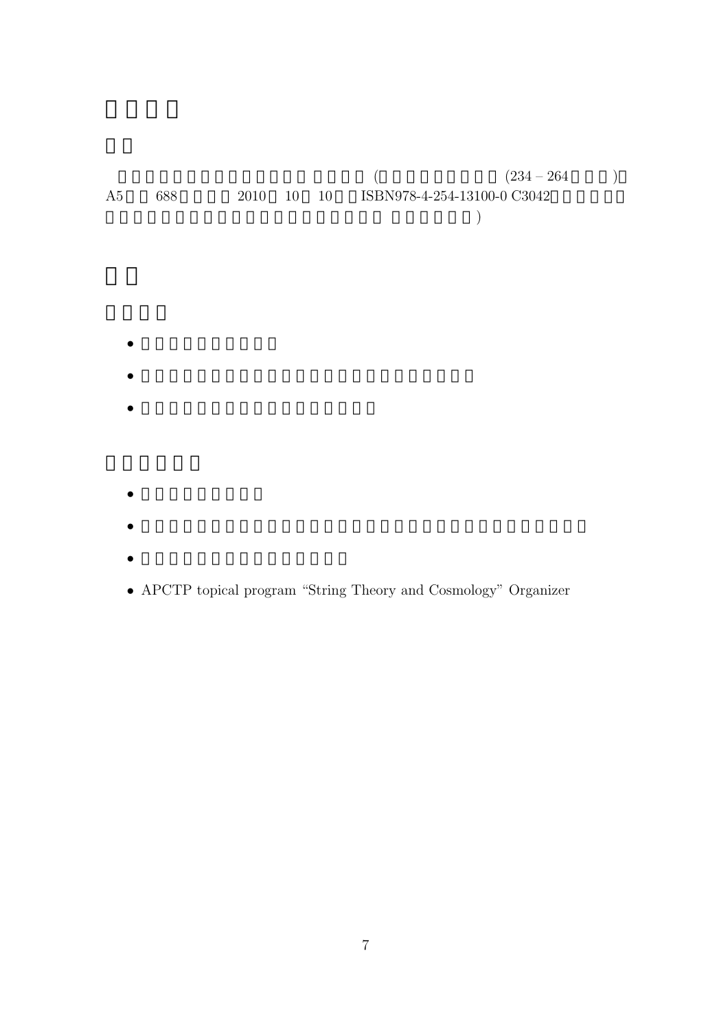( (234 – 264 )
A5 688 2010 10 10 ISBN978-4-254-13100-0 C3042
)

- APCTP topical program “String Theory and Cosmology” Organizer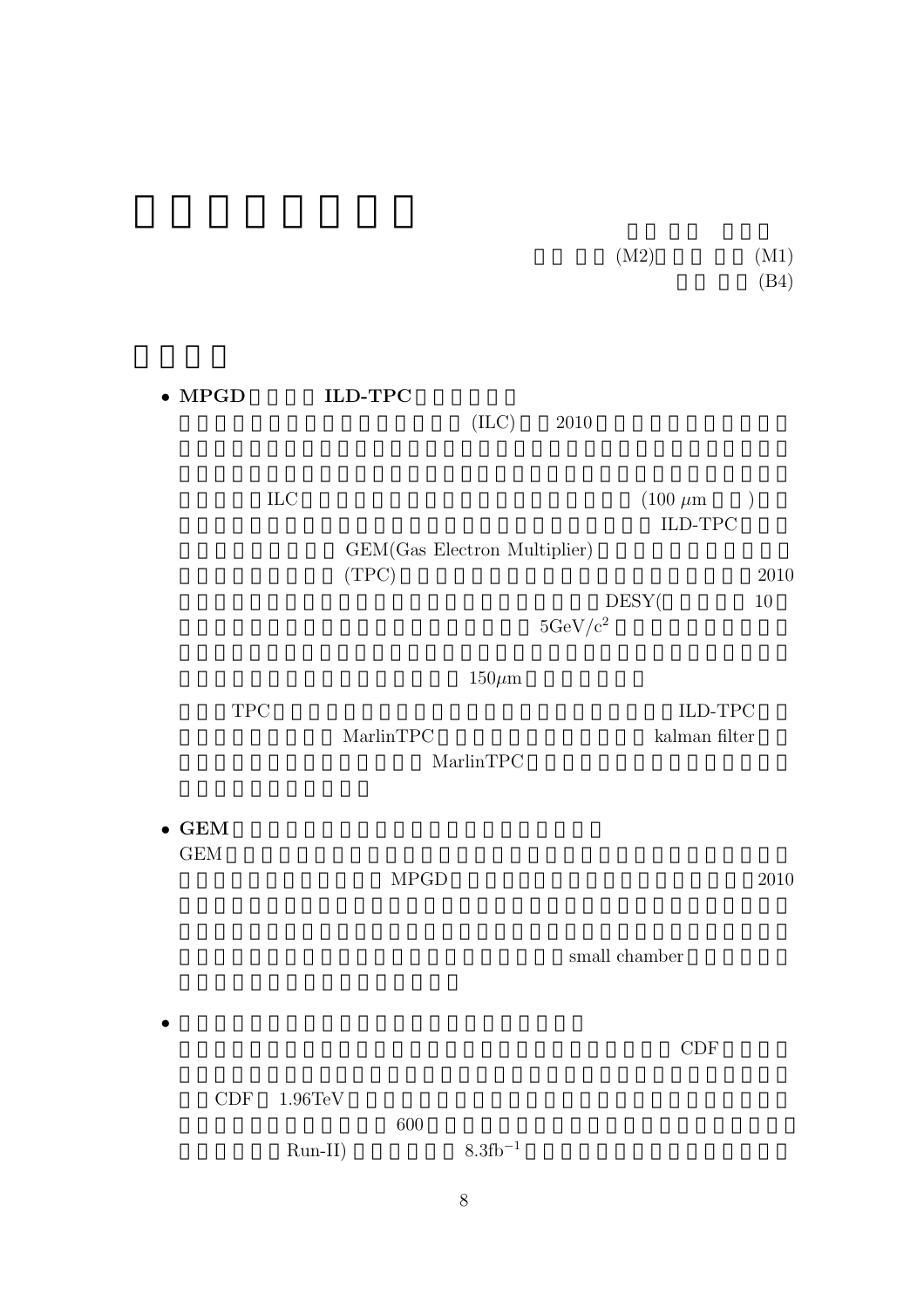(M2) (M1)
(B4)

- **MPGD ILD-TPC**

(ILC) 2010

ILC (100 $\mu$m )
ILD-TPC
GEM(Gas Electron Multiplier)
(TPC) 2010
DESY( 10
$5\text{GeV/c}^2$

$150\mu$m

TPC ILD-TPC
MarlinTPC kalman filter
MarlinTPC

- **GEM**

GEM
MPGD 2010

small chamber

- 

CDF

CDF 1.96TeV
600
Run-II) $8.3\text{fb}^{-1}$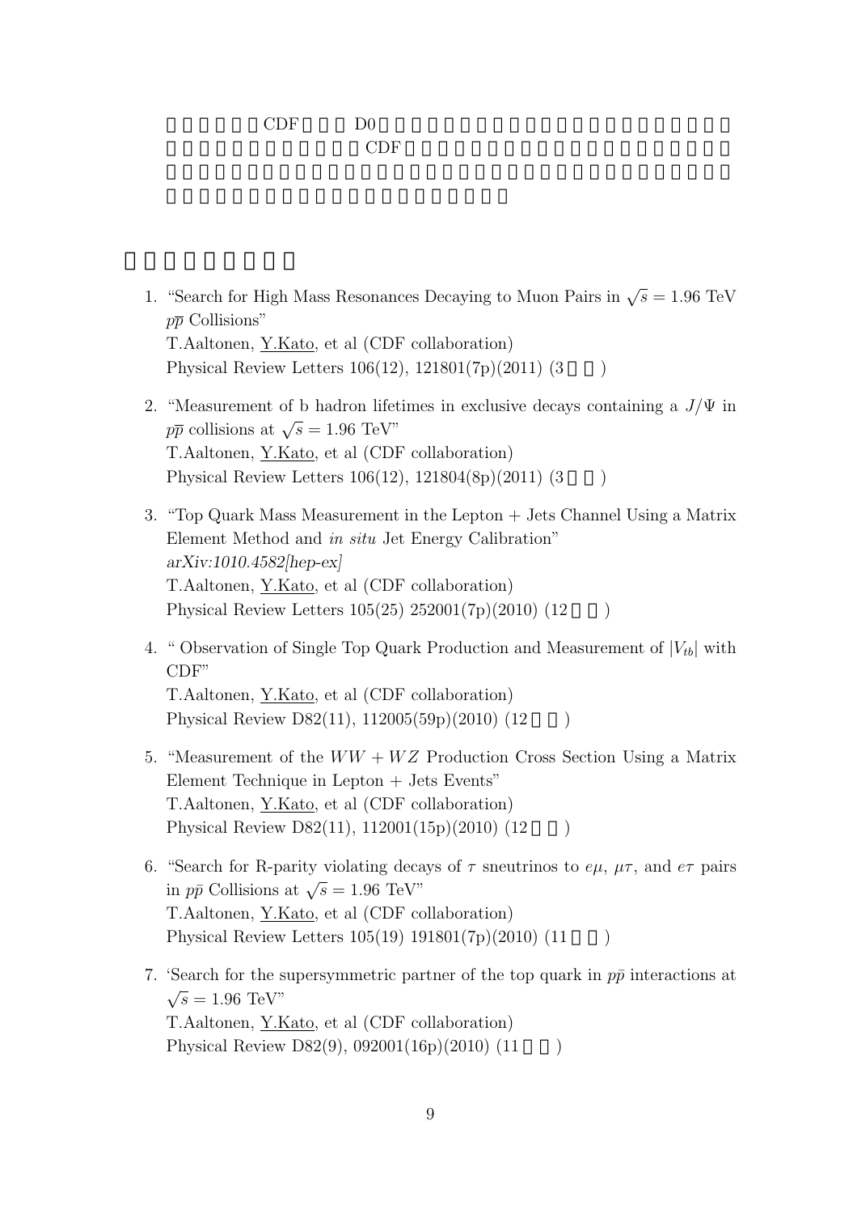CDF D0

CDF

1. "Search for High Mass Resonances Decaying to Muon Pairs in $\sqrt{s} = 1.96$ TeV $p\bar{p}$ Collisions"
   T.Aaltonen, Y.Kato, et al (CDF collaboration)
   Physical Review Letters 106(12), 121801(7p)(2011) (3 )

2. "Measurement of b hadron lifetimes in exclusive decays containing a $J/\Psi$ in $p\bar{p}$ collisions at $\sqrt{s} = 1.96$ TeV"
   T.Aaltonen, Y.Kato, et al (CDF collaboration)
   Physical Review Letters 106(12), 121804(8p)(2011) (3 )

3. "Top Quark Mass Measurement in the Lepton + Jets Channel Using a Matrix Element Method and *in situ* Jet Energy Calibration"
   *arXiv:1010.4582[hep-ex]*
   T.Aaltonen, Y.Kato, et al (CDF collaboration)
   Physical Review Letters 105(25) 252001(7p)(2010) (12 )

4. " Observation of Single Top Quark Production and Measurement of $|V_{tb}|$ with CDF"
   T.Aaltonen, Y.Kato, et al (CDF collaboration)
   Physical Review D82(11), 112005(59p)(2010) (12 )

5. "Measurement of the $WW + WZ$ Production Cross Section Using a Matrix Element Technique in Lepton + Jets Events"
   T.Aaltonen, Y.Kato, et al (CDF collaboration)
   Physical Review D82(11), 112001(15p)(2010) (12 )

6. "Search for R-parity violating decays of $\tau$ sneutrinos to $e\mu$, $\mu\tau$, and $e\tau$ pairs in $p\bar{p}$ Collisions at $\sqrt{s} = 1.96$ TeV"
   T.Aaltonen, Y.Kato, et al (CDF collaboration)
   Physical Review Letters 105(19) 191801(7p)(2010) (11 )

7. 'Search for the supersymmetric partner of the top quark in $p\bar{p}$ interactions at $\sqrt{s} = 1.96$ TeV"
   T.Aaltonen, Y.Kato, et al (CDF collaboration)
   Physical Review D82(9), 092001(16p)(2010) (11 )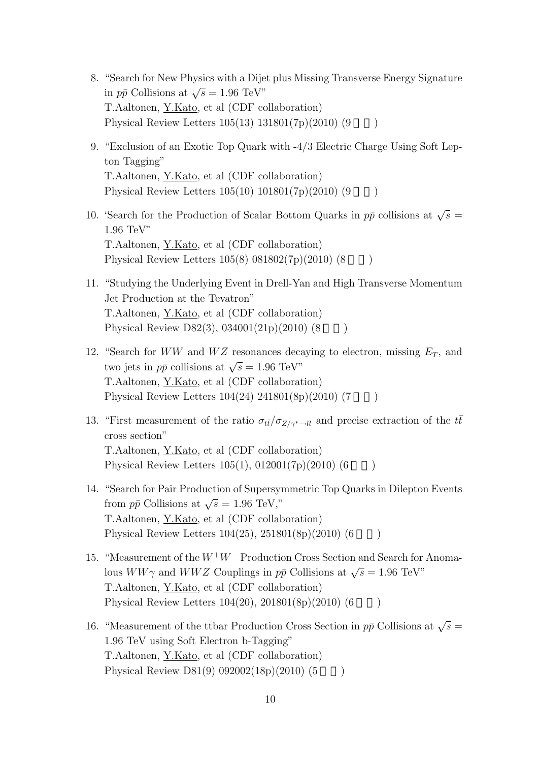8. "Search for New Physics with a Dijet plus Missing Transverse Energy Signature in $p\bar{p}$ Collisions at $\sqrt{s} = 1.96$ TeV"
   T.Aaltonen, Y.Kato, et al (CDF collaboration)
   Physical Review Letters 105(13) 131801(7p)(2010) (9 )

9. "Exclusion of an Exotic Top Quark with -4/3 Electric Charge Using Soft Lepton Tagging"
   T.Aaltonen, Y.Kato, et al (CDF collaboration)
   Physical Review Letters 105(10) 101801(7p)(2010) (9 )

10. 'Search for the Production of Scalar Bottom Quarks in $p\bar{p}$ collisions at $\sqrt{s} =$ 1.96 TeV"
    T.Aaltonen, Y.Kato, et al (CDF collaboration)
    Physical Review Letters 105(8) 081802(7p)(2010) (8 )

11. "Studying the Underlying Event in Drell-Yan and High Transverse Momentum Jet Production at the Tevatron"
    T.Aaltonen, Y.Kato, et al (CDF collaboration)
    Physical Review D82(3), 034001(21p)(2010) (8 )

12. "Search for $WW$ and $WZ$ resonances decaying to electron, missing $E_T$, and two jets in $p\bar{p}$ collisions at $\sqrt{s} = 1.96$ TeV"
    T.Aaltonen, Y.Kato, et al (CDF collaboration)
    Physical Review Letters 104(24) 241801(8p)(2010) (7 )

13. "First measurement of the ratio $\sigma_{t\bar{t}}/\sigma_{Z/\gamma^* \to ll}$ and precise extraction of the $t\bar{t}$ cross section"
    T.Aaltonen, Y.Kato, et al (CDF collaboration)
    Physical Review Letters 105(1), 012001(7p)(2010) (6 )

14. "Search for Pair Production of Supersymmetric Top Quarks in Dilepton Events from $p\bar{p}$ Collisions at $\sqrt{s} = 1.96$ TeV,"
    T.Aaltonen, Y.Kato, et al (CDF collaboration)
    Physical Review Letters 104(25), 251801(8p)(2010) (6 )

15. "Measurement of the $W^+W^-$ Production Cross Section and Search for Anomalous $WW\gamma$ and $WWZ$ Couplings in $p\bar{p}$ Collisions at $\sqrt{s} = 1.96$ TeV"
    T.Aaltonen, Y.Kato, et al (CDF collaboration)
    Physical Review Letters 104(20), 201801(8p)(2010) (6 )

16. "Measurement of the ttbar Production Cross Section in $p\bar{p}$ Collisions at $\sqrt{s} =$ 1.96 TeV using Soft Electron b-Tagging"
    T.Aaltonen, Y.Kato, et al (CDF collaboration)
    Physical Review D81(9) 092002(18p)(2010) (5 )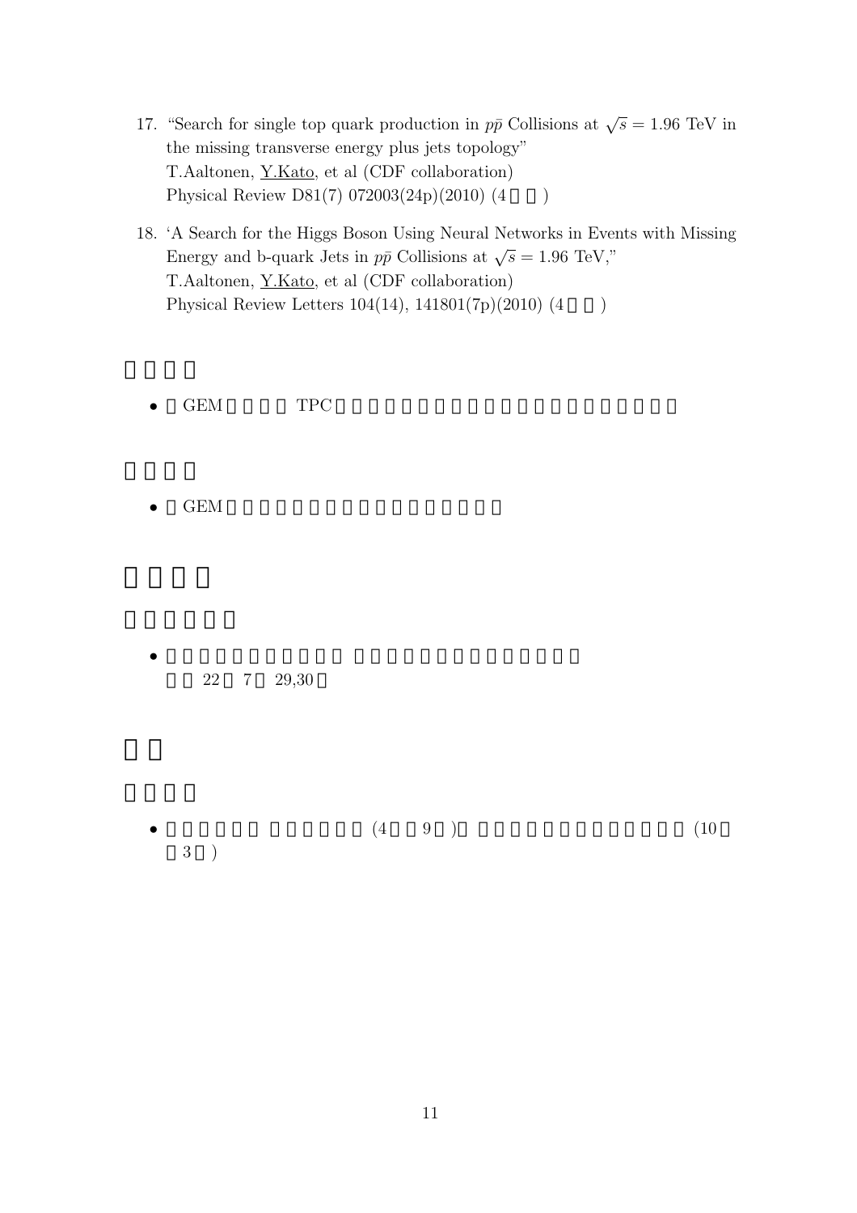17. "Search for single top quark production in $p\bar{p}$ Collisions at $\sqrt{s} = 1.96$ TeV in the missing transverse energy plus jets topology"
    T.Aaltonen, Y.Kato, et al (CDF collaboration)
    Physical Review D81(7) 072003(24p)(2010) (4 )

18. 'A Search for the Higgs Boson Using Neural Networks in Events with Missing Energy and b-quark Jets in $p\bar{p}$ Collisions at $\sqrt{s} = 1.96$ TeV,"
    T.Aaltonen, Y.Kato, et al (CDF collaboration)
    Physical Review Letters 104(14), 141801(7p)(2010) (4 )

###

- GEM TPC

###

- GEM

##

###

- 22 7 29,30

##

###

- (4 9 ) (10 3 )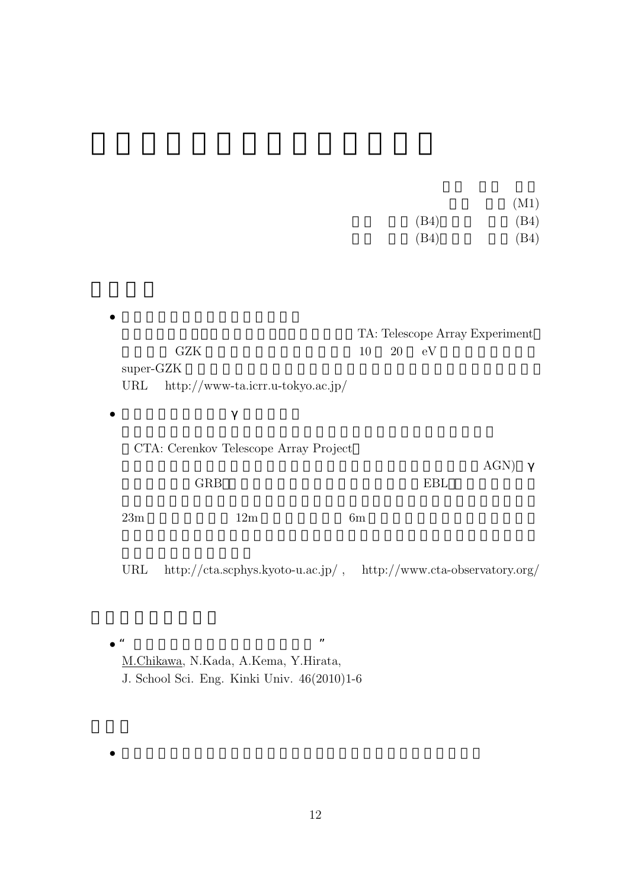(M1)

(B4) (B4)

(B4) (B4)

- TA: Telescope Array Experiment
  GZK 10 20 eV
  super-GZK
  URL http://www-ta.icrr.u-tokyo.ac.jp/

- γ
  CTA: Cerenkov Telescope Array Project
  AGN) γ
  GRB EBL
  23m 12m 6m
  URL http://cta.scphys.kyoto-u.ac.jp/ , http://www.cta-observatory.org/

- “ ”
  M.Chikawa, N.Kada, A.Kema, Y.Hirata,
  J. School Sci. Eng. Kinki Univ. 46(2010)1-6

-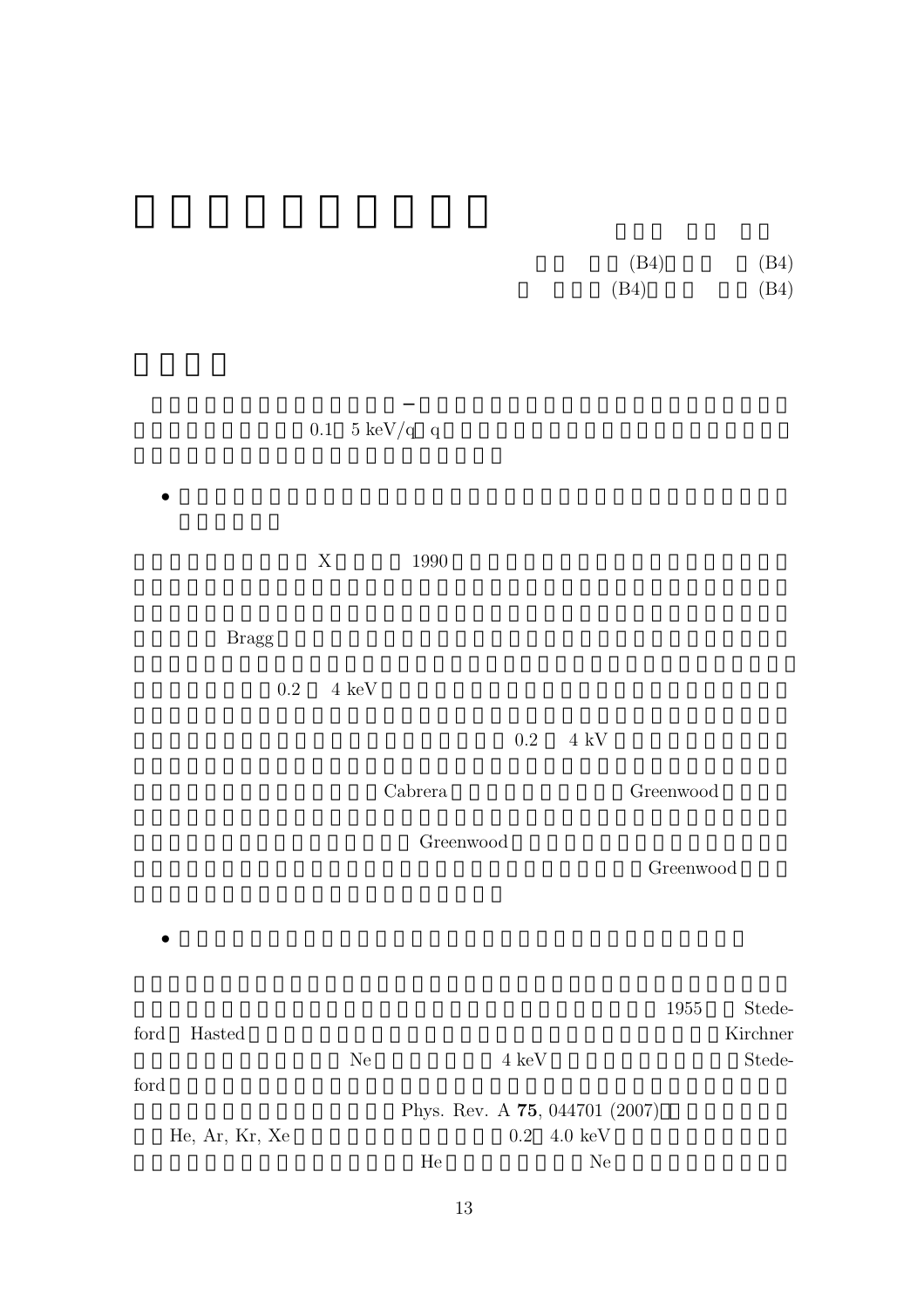(B4) (B4)

(B4) (B4)

0.1 5 keV/q q

- 

X 1990

Bragg

0.2 4 keV

0.2 4 kV

Cabrera Greenwood

Greenwood

Greenwood

- 

1955 Stedeford Hasted Kirchner

Ne 4 keV Stedeford

Phys. Rev. A **75**, 044701 (2007)

He, Ar, Kr, Xe 0.2 4.0 keV

He Ne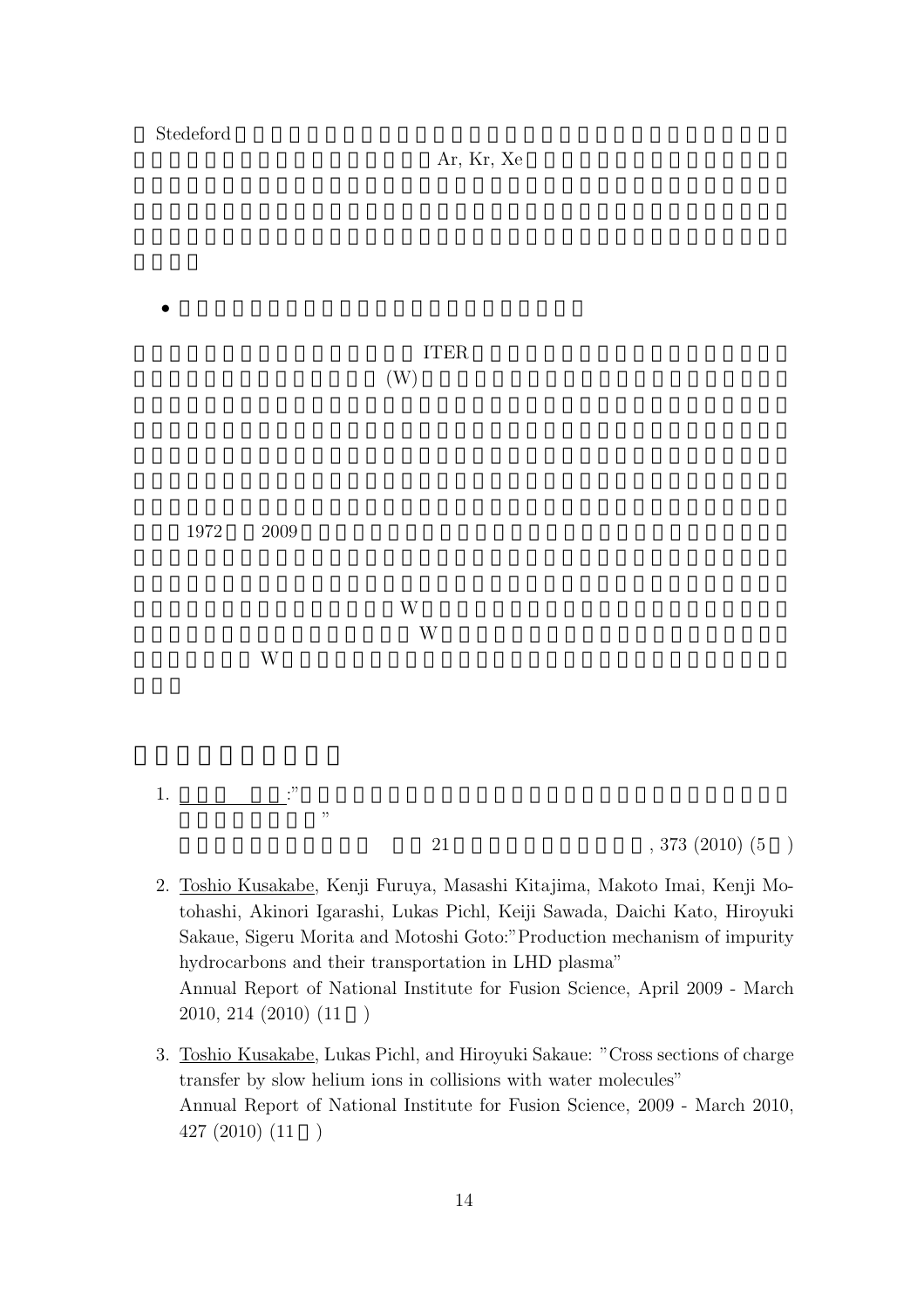Stedeford

Ar, Kr, Xe

- 

ITER

(W)

1972 2009

W

W

W

1. :"

"

21 , 373 (2010) (5 )

2. Toshio Kusakabe, Kenji Furuya, Masashi Kitajima, Makoto Imai, Kenji Motohashi, Akinori Igarashi, Lukas Pichl, Keiji Sawada, Daichi Kato, Hiroyuki Sakaue, Sigeru Morita and Motoshi Goto:"Production mechanism of impurity hydrocarbons and their transportation in LHD plasma"
Annual Report of National Institute for Fusion Science, April 2009 - March 2010, 214 (2010) (11 )

3. Toshio Kusakabe, Lukas Pichl, and Hiroyuki Sakaue: "Cross sections of charge transfer by slow helium ions in collisions with water molecules"
Annual Report of National Institute for Fusion Science, 2009 - March 2010, 427 (2010) (11 )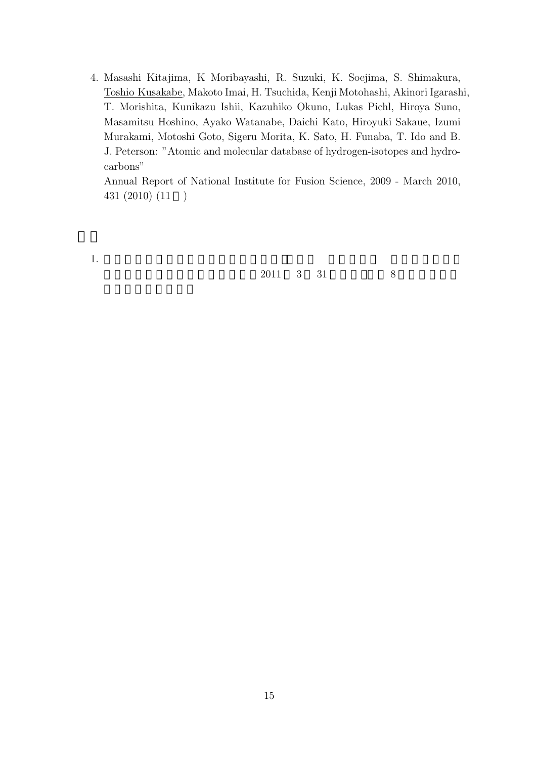4. Masashi Kitajima, K Moribayashi, R. Suzuki, K. Soejima, S. Shimakura, Toshio Kusakabe, Makoto Imai, H. Tsuchida, Kenji Motohashi, Akinori Igarashi, T. Morishita, Kunikazu Ishii, Kazuhiko Okuno, Lukas Pichl, Hiroya Suno, Masamitsu Hoshino, Ayako Watanabe, Daichi Kato, Hiroyuki Sakaue, Izumi Murakami, Motoshi Goto, Sigeru Morita, K. Sato, H. Funaba, T. Ido and B. J. Peterson: "Atomic and molecular database of hydrogen-isotopes and hydrocarbons"
   Annual Report of National Institute for Fusion Science, 2009 - March 2010, 431 (2010) (11 )

1. 2011 3 31 8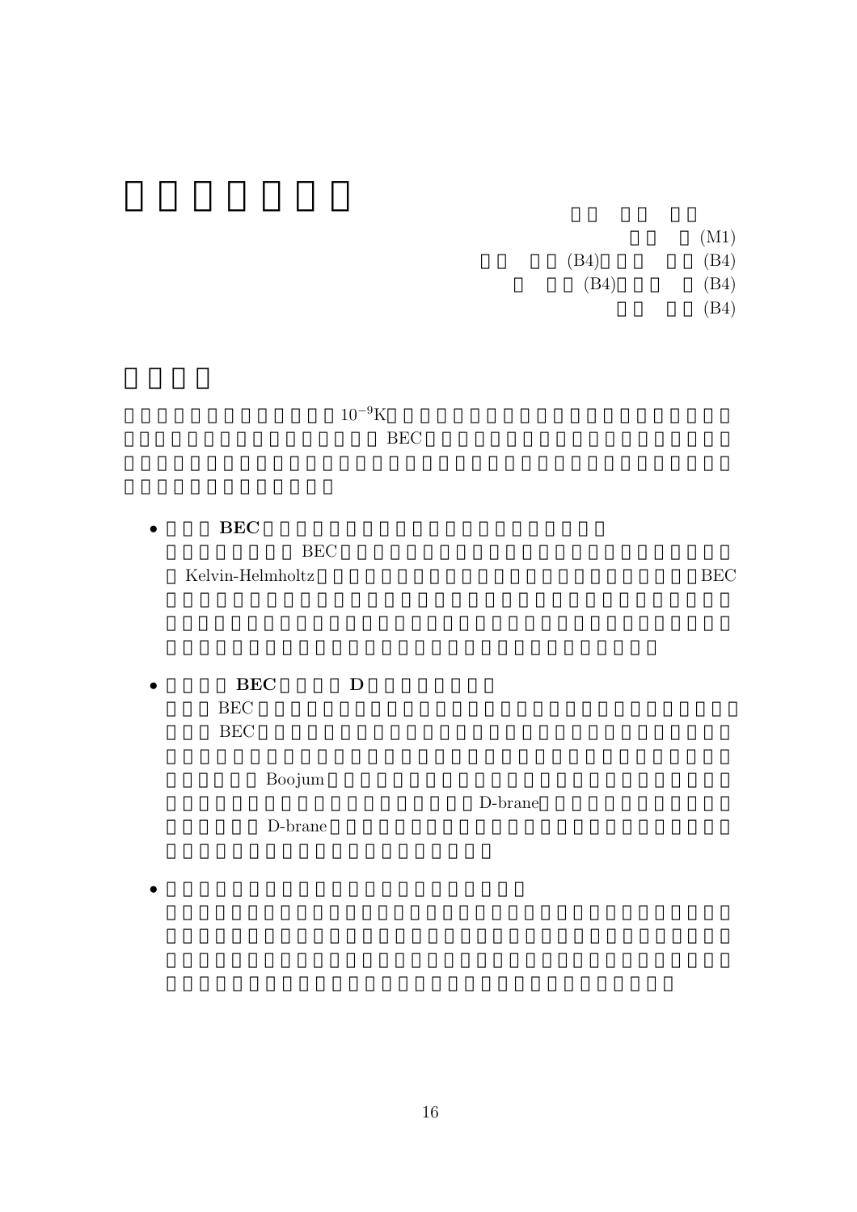(M1)

(B4) (B4)

(B4) (B4)

(B4)

$10^{-9}$K

BEC

- **BEC**

  BEC

  Kelvin-Helmholtz BEC

- **BEC D**

  BEC

  BEC

  Boojum

  D-brane

  D-brane

-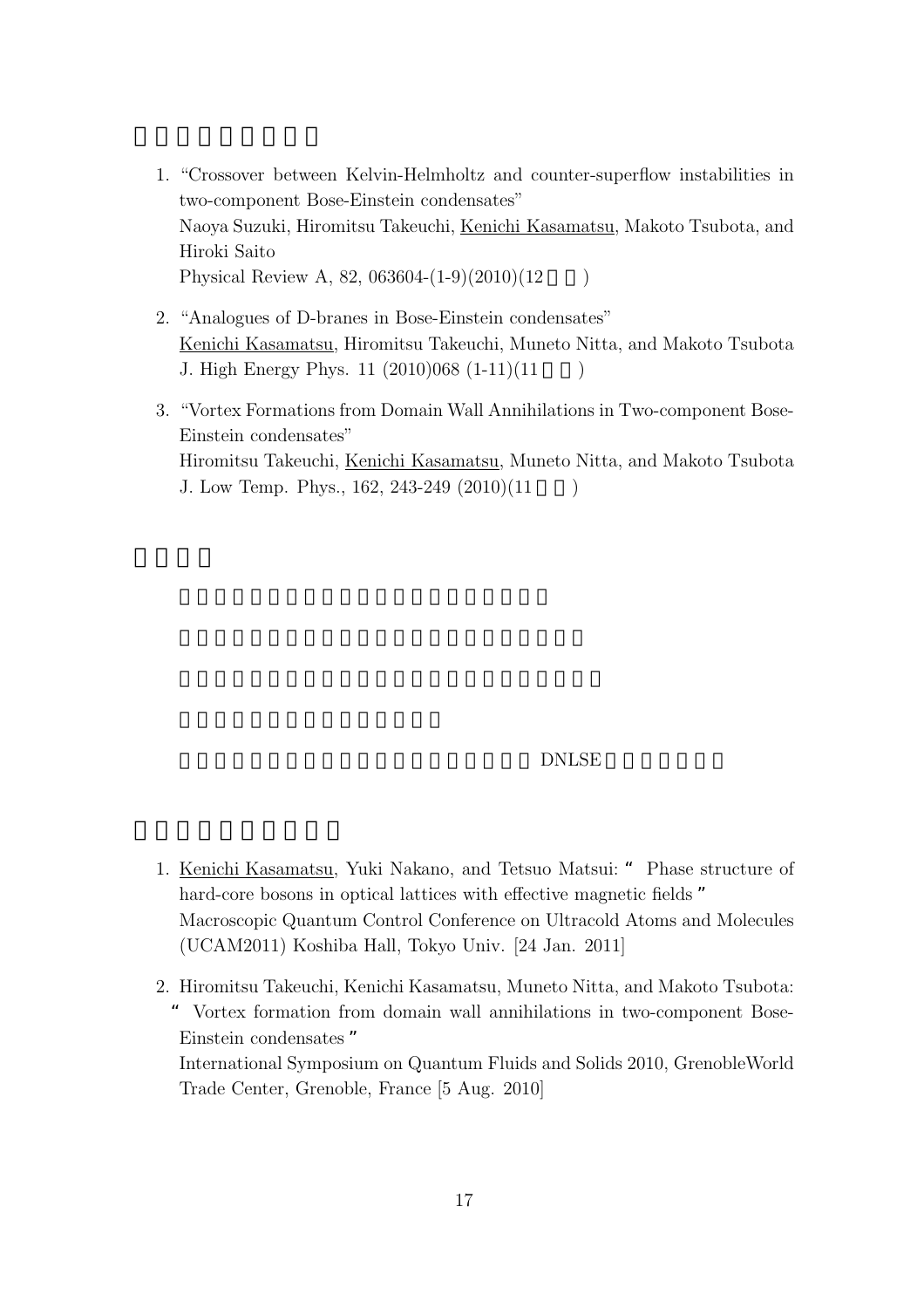1. "Crossover between Kelvin-Helmholtz and counter-superflow instabilities in two-component Bose-Einstein condensates"
   Naoya Suzuki, Hiromitsu Takeuchi, <u>Kenichi Kasamatsu</u>, Makoto Tsubota, and Hiroki Saito
   Physical Review A, 82, 063604-(1-9)(2010)(12 )

2. "Analogues of D-branes in Bose-Einstein condensates"
   <u>Kenichi Kasamatsu</u>, Hiromitsu Takeuchi, Muneto Nitta, and Makoto Tsubota
   J. High Energy Phys. 11 (2010)068 (1-11)(11 )

3. "Vortex Formations from Domain Wall Annihilations in Two-component Bose-Einstein condensates"
   Hiromitsu Takeuchi, <u>Kenichi Kasamatsu</u>, Muneto Nitta, and Makoto Tsubota
   J. Low Temp. Phys., 162, 243-249 (2010)(11 )

DNLSE

1. <u>Kenichi Kasamatsu</u>, Yuki Nakano, and Tetsuo Matsui: " Phase structure of hard-core bosons in optical lattices with effective magnetic fields "
   Macroscopic Quantum Control Conference on Ultracold Atoms and Molecules (UCAM2011) Koshiba Hall, Tokyo Univ. [24 Jan. 2011]

2. Hiromitsu Takeuchi, Kenichi Kasamatsu, Muneto Nitta, and Makoto Tsubota: " Vortex formation from domain wall annihilations in two-component Bose-Einstein condensates "
   International Symposium on Quantum Fluids and Solids 2010, GrenobleWorld Trade Center, Grenoble, France [5 Aug. 2010]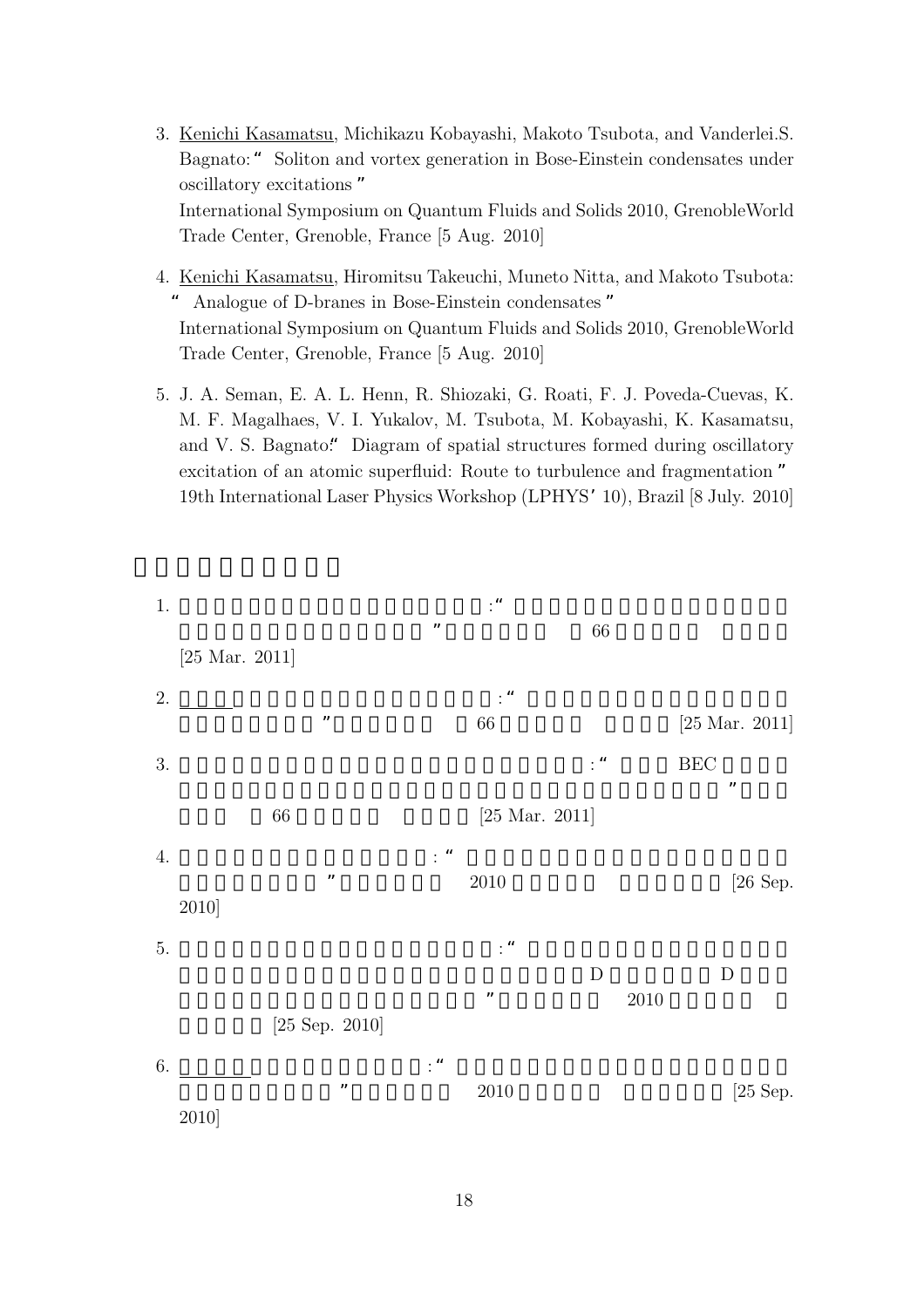3. <u>Kenichi Kasamatsu</u>, Michikazu Kobayashi, Makoto Tsubota, and Vanderlei.S. Bagnato: " Soliton and vortex generation in Bose-Einstein condensates under oscillatory excitations "
   International Symposium on Quantum Fluids and Solids 2010, GrenobleWorld Trade Center, Grenoble, France [5 Aug. 2010]

4. <u>Kenichi Kasamatsu</u>, Hiromitsu Takeuchi, Muneto Nitta, and Makoto Tsubota: " Analogue of D-branes in Bose-Einstein condensates "
   International Symposium on Quantum Fluids and Solids 2010, GrenobleWorld Trade Center, Grenoble, France [5 Aug. 2010]

5. J. A. Seman, E. A. L. Henn, R. Shiozaki, G. Roati, F. J. Poveda-Cuevas, K. M. F. Magalhaes, V. I. Yukalov, M. Tsubota, M. Kobayashi, K. Kasamatsu, and V. S. Bagnato:" Diagram of spatial structures formed during oscillatory excitation of an atomic superfluid: Route to turbulence and fragmentation "
   19th International Laser Physics Workshop (LPHYS' 10), Brazil [8 July. 2010]

1. :" " 66 [25 Mar. 2011]

2. :" " 66 [25 Mar. 2011]

3. :" BEC " 66 [25 Mar. 2011]

4. : " " 2010 [26 Sep. 2010]

5. :" D D " 2010 [25 Sep. 2010]

6. : " " 2010 [25 Sep. 2010]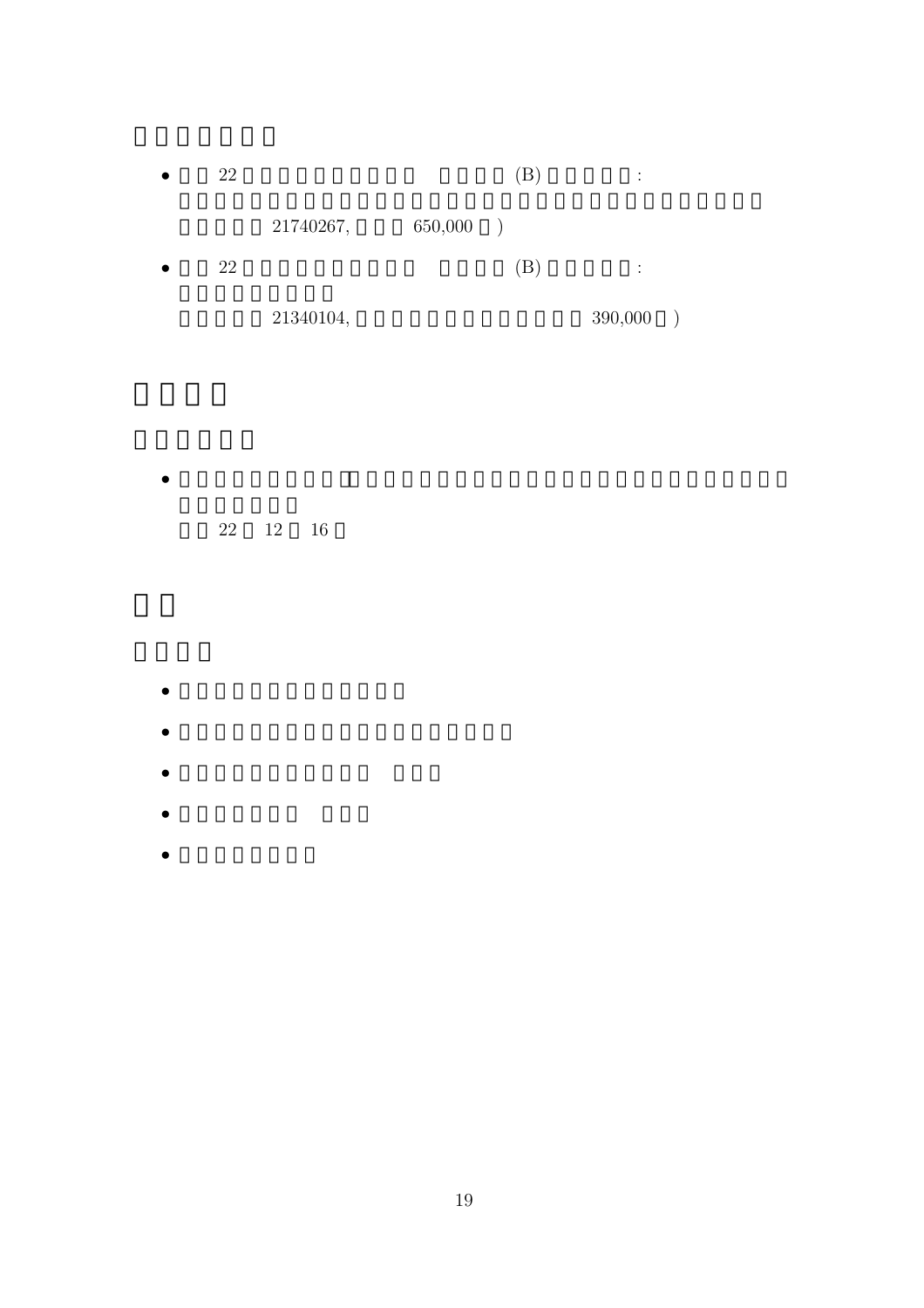- 22 (B) :

  21740267, 650,000 )

- 22 (B) :

  21340104, 390,000 )

- 22 12 16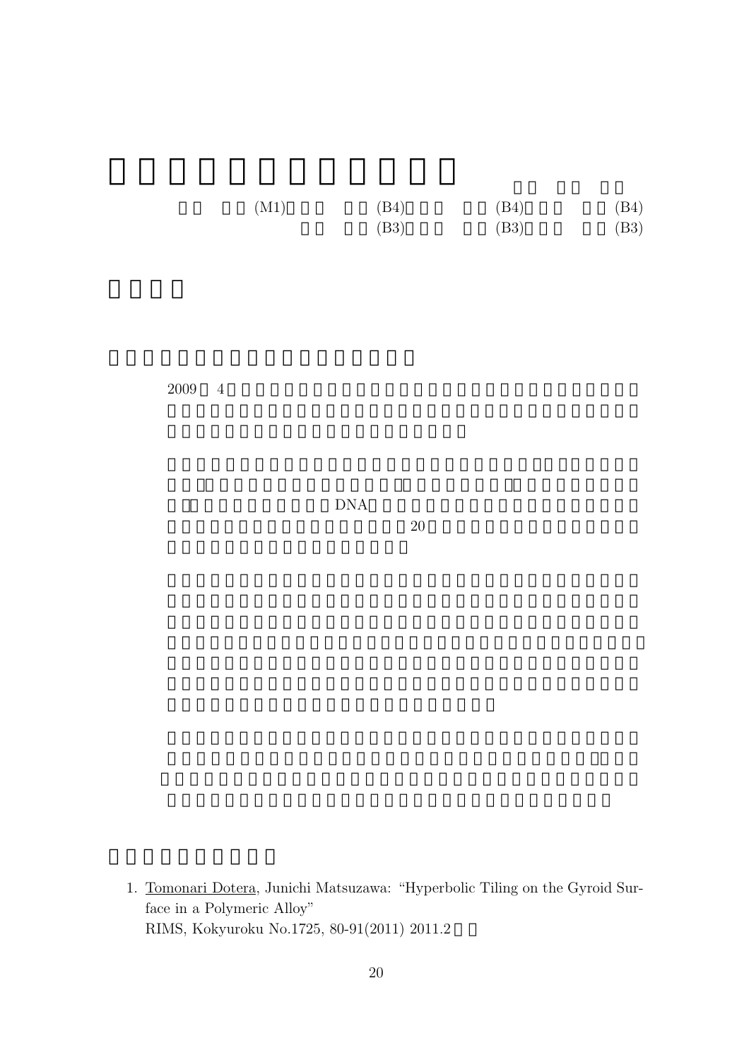(M1) (B4) (B4) (B4)

(B3) (B3) (B3)

2009 4

DNA

20

1. Tomonari Dotera, Junichi Matsuzawa: "Hyperbolic Tiling on the Gyroid Surface in a Polymeric Alloy"
   RIMS, Kokyuroku No.1725, 80-91(2011) 2011.2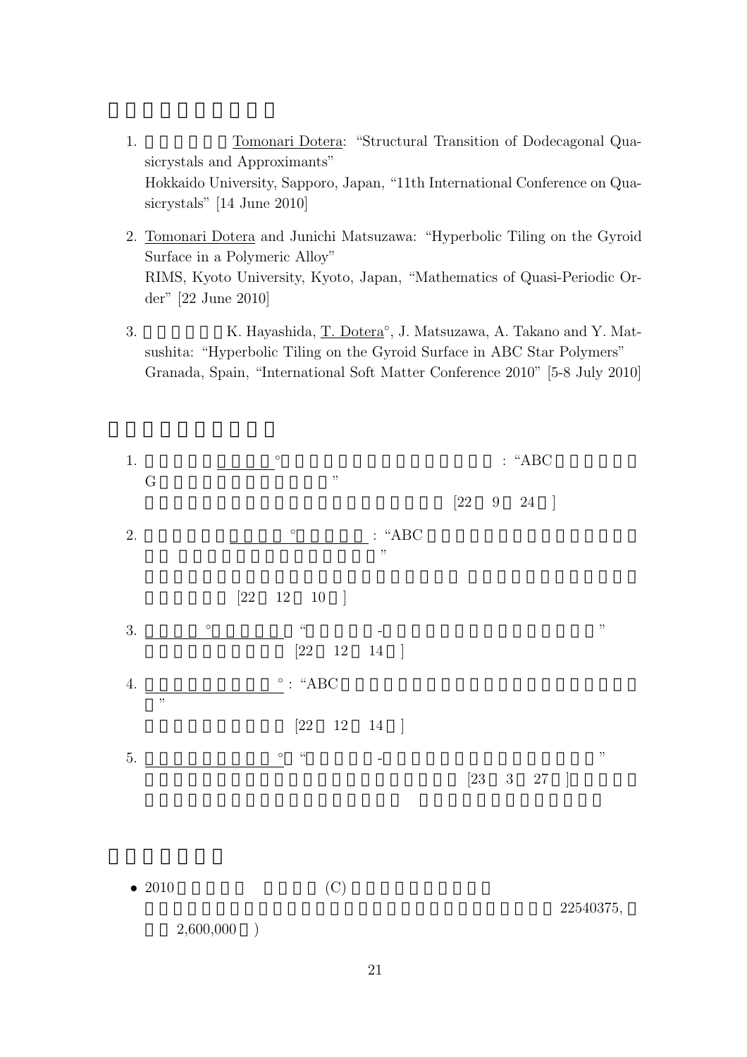1. Tomonari Dotera: "Structural Transition of Dodecagonal Quasicrystals and Approximants"
   Hokkaido University, Sapporo, Japan, "11th International Conference on Quasicrystals" [14 June 2010]

2. Tomonari Dotera and Junichi Matsuzawa: "Hyperbolic Tiling on the Gyroid Surface in a Polymeric Alloy"
   RIMS, Kyoto University, Kyoto, Japan, "Mathematics of Quasi-Periodic Order" [22 June 2010]

3. K. Hayashida, T. Dotera°, J. Matsuzawa, A. Takano and Y. Matsushita: "Hyperbolic Tiling on the Gyroid Surface in ABC Star Polymers"
   Granada, Spain, "International Soft Matter Conference 2010" [5-8 July 2010]

1. ° : "ABC
   G "
   [22 9 24 ]

2. ° : "ABC
   "
   [22 12 10 ]

3. ° " - "
   [22 12 14 ]

4. ° : "ABC
   "
   [22 12 14 ]

5. ° " - "
   [23 3 27 ]

- 2010 (C)
  22540375,
  2,600,000 )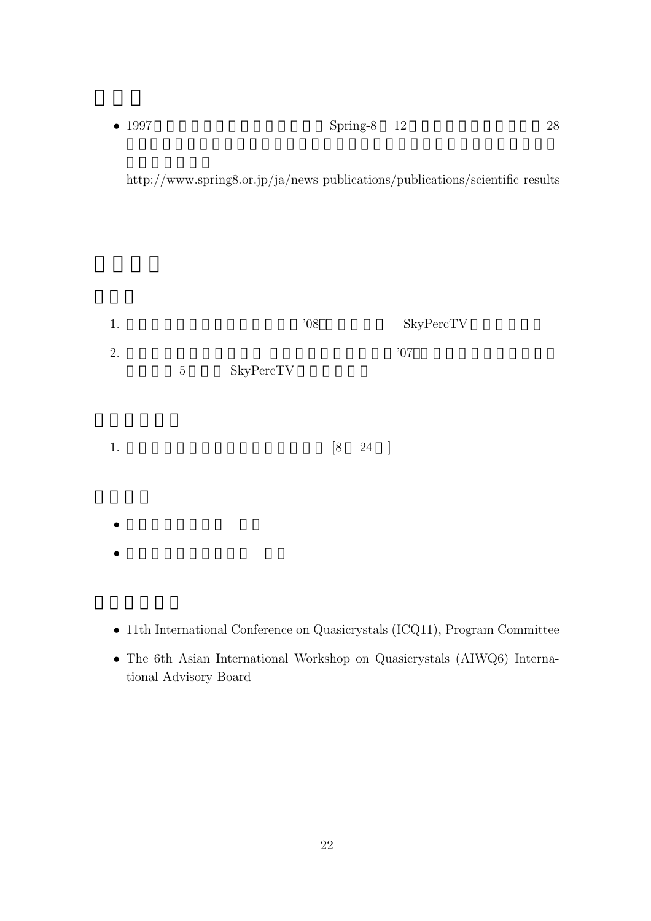- 1997 Spring-8 12 28

  http://www.spring8.or.jp/ja/news_publications/publications/scientific_results

1. '08 SkyPercTV
2. '07 5 SkyPercTV

1. [8 24 ]

- 11th International Conference on Quasicrystals (ICQ11), Program Committee
- The 6th Asian International Workshop on Quasicrystals (AIWQ6) International Advisory Board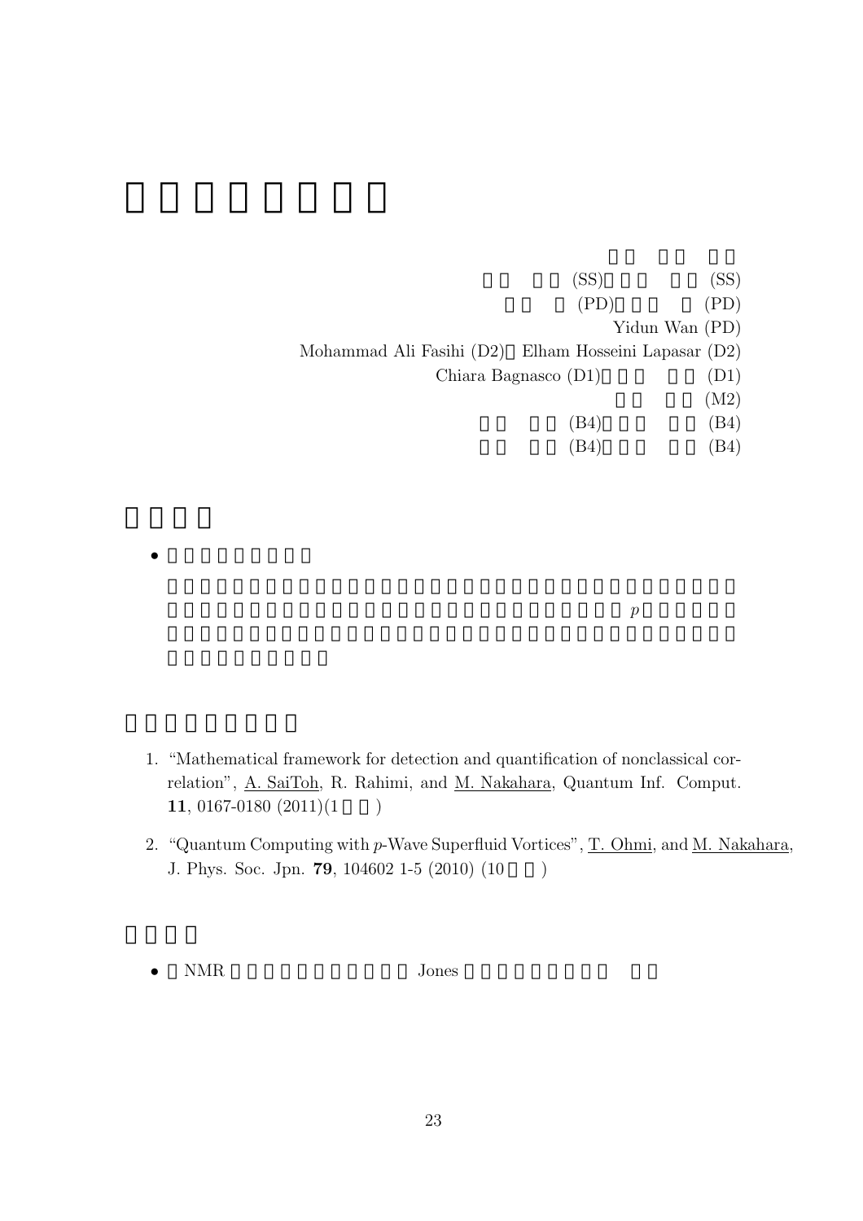(SS) (SS)

(PD) (PD)

Yidun Wan (PD)

Mohammad Ali Fasihi (D2) Elham Hosseini Lapasar (D2)

Chiara Bagnasco (D1) (D1)

(M2)

(B4) (B4)

(B4) (B4)

- 

$p$

1. "Mathematical framework for detection and quantification of nonclassical correlation", A. SaiToh, R. Rahimi, and M. Nakahara, Quantum Inf. Comput. **11**, 0167-0180 (2011)(1 )

2. "Quantum Computing with $p$-Wave Superfluid Vortices", T. Ohmi, and M. Nakahara, J. Phys. Soc. Jpn. **79**, 104602 1-5 (2010) (10 )

- NMR Jones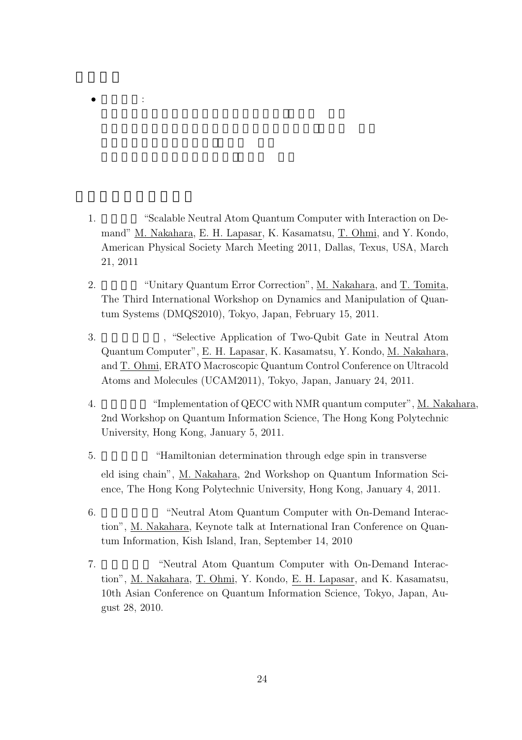- :

1. "Scalable Neutral Atom Quantum Computer with Interaction on Demand" M. Nakahara, E. H. Lapasar, K. Kasamatsu, T. Ohmi, and Y. Kondo, American Physical Society March Meeting 2011, Dallas, Texus, USA, March 21, 2011

2. "Unitary Quantum Error Correction", M. Nakahara, and T. Tomita, The Third International Workshop on Dynamics and Manipulation of Quantum Systems (DMQS2010), Tokyo, Japan, February 15, 2011.

3. , "Selective Application of Two-Qubit Gate in Neutral Atom Quantum Computer", E. H. Lapasar, K. Kasamatsu, Y. Kondo, M. Nakahara, and T. Ohmi, ERATO Macroscopic Quantum Control Conference on Ultracold Atoms and Molecules (UCAM2011), Tokyo, Japan, January 24, 2011.

4. "Implementation of QECC with NMR quantum computer", M. Nakahara, 2nd Workshop on Quantum Information Science, The Hong Kong Polytechnic University, Hong Kong, January 5, 2011.

5. "Hamiltonian determination through edge spin in transverse eld ising chain", M. Nakahara, 2nd Workshop on Quantum Information Science, The Hong Kong Polytechnic University, Hong Kong, January 4, 2011.

6. "Neutral Atom Quantum Computer with On-Demand Interaction", M. Nakahara, Keynote talk at International Iran Conference on Quantum Information, Kish Island, Iran, September 14, 2010

7. "Neutral Atom Quantum Computer with On-Demand Interaction", M. Nakahara, T. Ohmi, Y. Kondo, E. H. Lapasar, and K. Kasamatsu, 10th Asian Conference on Quantum Information Science, Tokyo, Japan, August 28, 2010.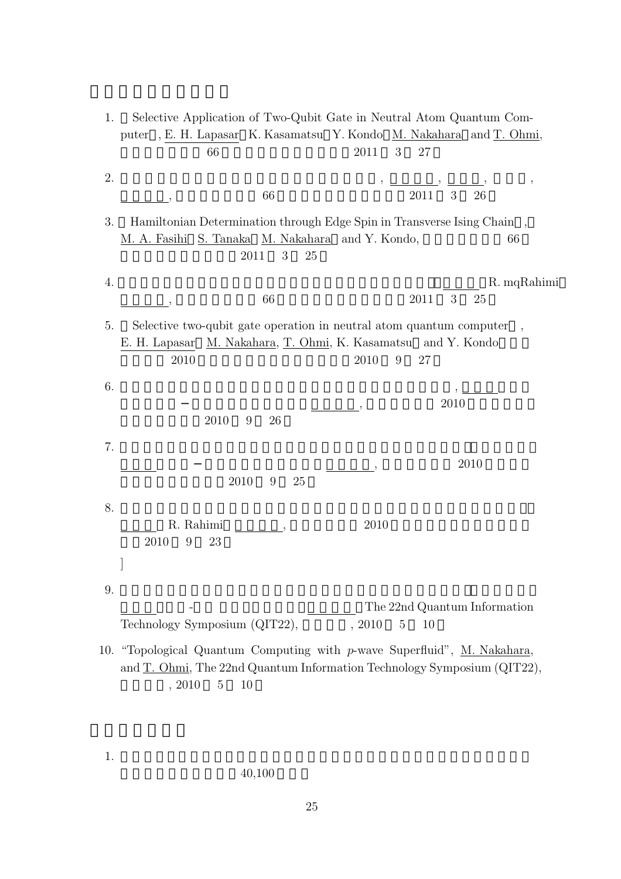1. Selective Application of Two-Qubit Gate in Neutral Atom Quantum Computer , E. H. Lapasar K. Kasamatsu Y. Kondo M. Nakahara and T. Ohmi, 66 2011 3 27

2. , , , , , 66 2011 3 26

3. Hamiltonian Determination through Edge Spin in Transverse Ising Chain , M. A. Fasihi S. Tanaka M. Nakahara and Y. Kondo, 66 2011 3 25

4. R. mqRahimi , 66 2011 3 25

5. Selective two-qubit gate operation in neutral atom quantum computer , E. H. Lapasar M. Nakahara, T. Ohmi, K. Kasamatsu and Y. Kondo 2010 2010 9 27

6. , − , 2010 2010 9 26

7. − , 2010 2010 9 25

8. R. Rahimi , 2010 2010 9 23

]

9. - The 22nd Quantum Information Technology Symposium (QIT22), , 2010 5 10

10. "Topological Quantum Computing with $p$-wave Superfluid", M. Nakahara, and T. Ohmi, The 22nd Quantum Information Technology Symposium (QIT22), , 2010 5 10

1. 40,100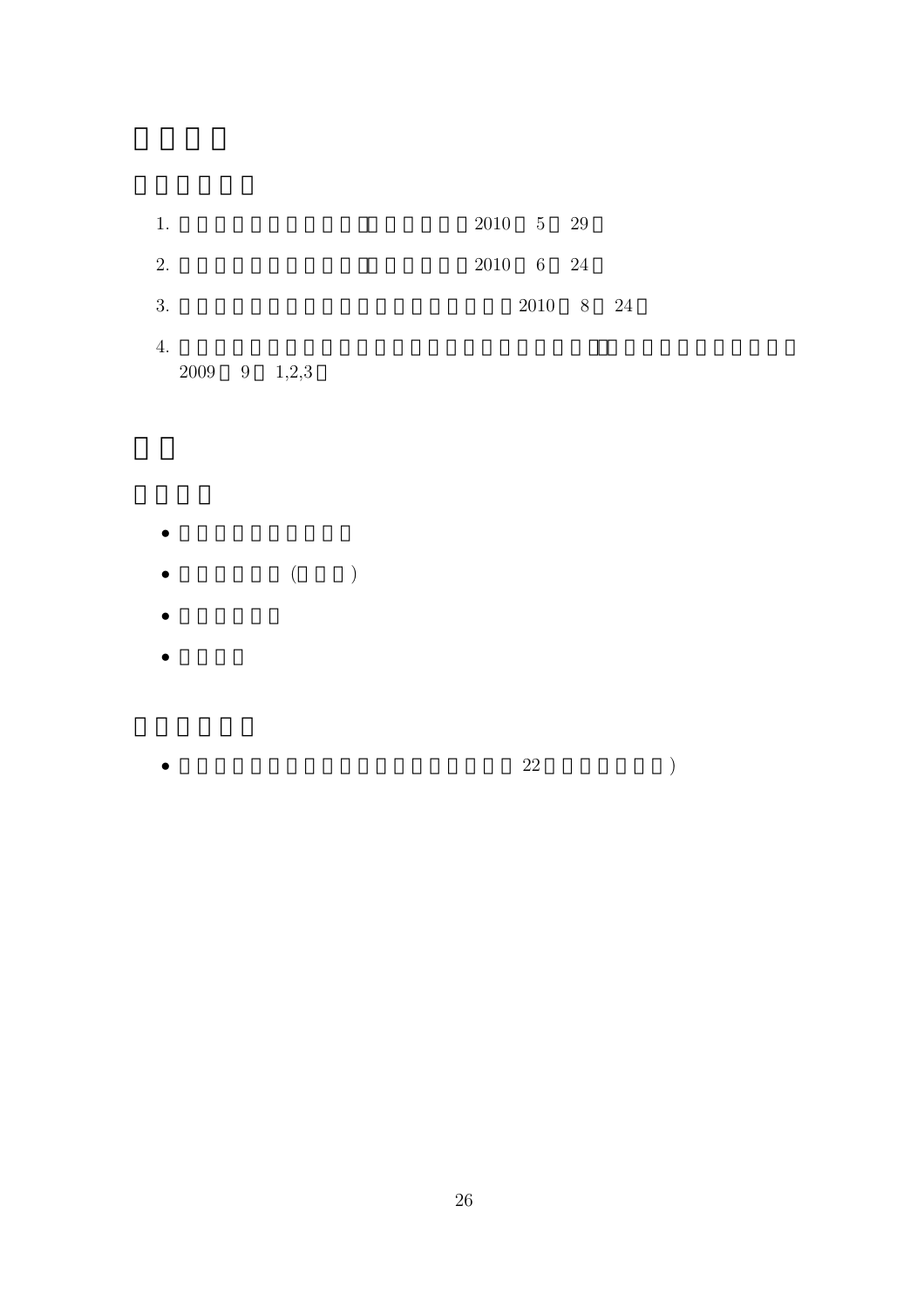1. 2010 5 29

2. 2010 6 24

3. 2010 8 24

4. 2009 9 1,2,3

- ( )

- 22 )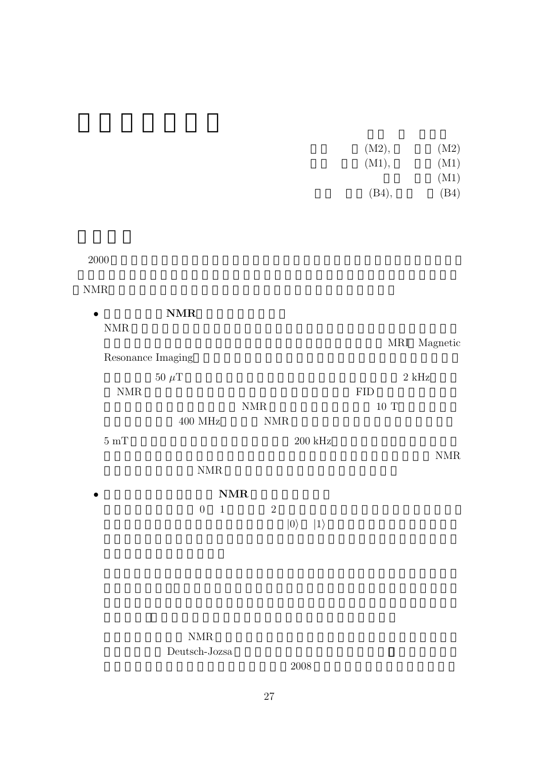(M2), (M2)
(M1), (M1)
(M1)
(B4), (B4)

2000

NMR

- **NMR**

  NMR

  MRI Magnetic Resonance Imaging

  50 $\mu$T 2 kHz

  NMR FID

  NMR 10 T

  400 MHz NMR

  5 mT 200 kHz

  NMR

  NMR

- **NMR**

  0 1 2

  $|0\rangle$ $|1\rangle$

  NMR

  Deutsch-Jozsa

  2008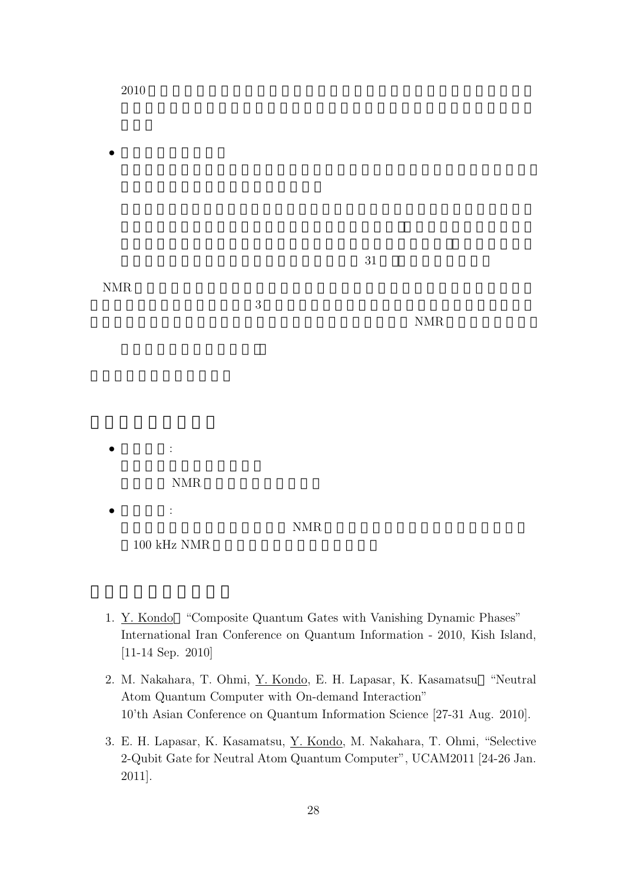2010

- 

31

NMR

3

NMR

## 

- :

  NMR

- :

  NMR

  100 kHz NMR

## 

1. Y. Kondo "Composite Quantum Gates with Vanishing Dynamic Phases" International Iran Conference on Quantum Information - 2010, Kish Island, [11-14 Sep. 2010]

2. M. Nakahara, T. Ohmi, Y. Kondo, E. H. Lapasar, K. Kasamatsu "Neutral Atom Quantum Computer with On-demand Interaction"
   10'th Asian Conference on Quantum Information Science [27-31 Aug. 2010].

3. E. H. Lapasar, K. Kasamatsu, Y. Kondo, M. Nakahara, T. Ohmi, "Selective 2-Qubit Gate for Neutral Atom Quantum Computer", UCAM2011 [24-26 Jan. 2011].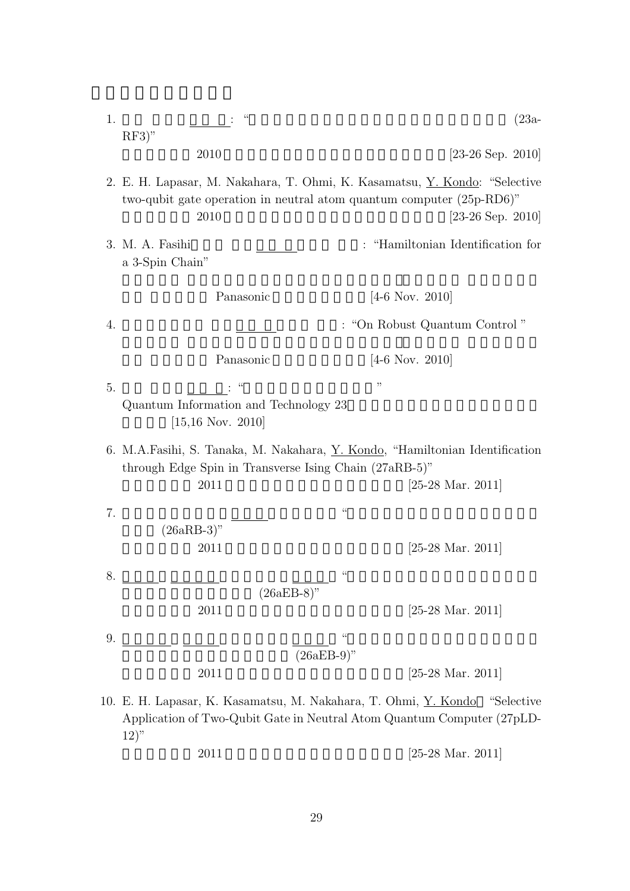1. : "(23a-RF3)"
   2010 [23-26 Sep. 2010]

2. E. H. Lapasar, M. Nakahara, T. Ohmi, K. Kasamatsu, Y. Kondo: "Selective two-qubit gate operation in neutral atom quantum computer (25p-RD6)"
   2010 [23-26 Sep. 2010]

3. M. A. Fasihi : "Hamiltonian Identification for a 3-Spin Chain"
   Panasonic [4-6 Nov. 2010]

4. : "On Robust Quantum Control "
   Panasonic [4-6 Nov. 2010]

5. : " "
   Quantum Information and Technology 23
   [15,16 Nov. 2010]

6. M.A.Fasihi, S. Tanaka, M. Nakahara, Y. Kondo, "Hamiltonian Identification through Edge Spin in Transverse Ising Chain (27aRB-5)"
   2011 [25-28 Mar. 2011]

7. "(26aRB-3)"
   2011 [25-28 Mar. 2011]

8. "(26aEB-8)"
   2011 [25-28 Mar. 2011]

9. "(26aEB-9)"
   2011 [25-28 Mar. 2011]

10. E. H. Lapasar, K. Kasamatsu, M. Nakahara, T. Ohmi, Y. Kondo "Selective Application of Two-Qubit Gate in Neutral Atom Quantum Computer (27pLD-12)"
    2011 [25-28 Mar. 2011]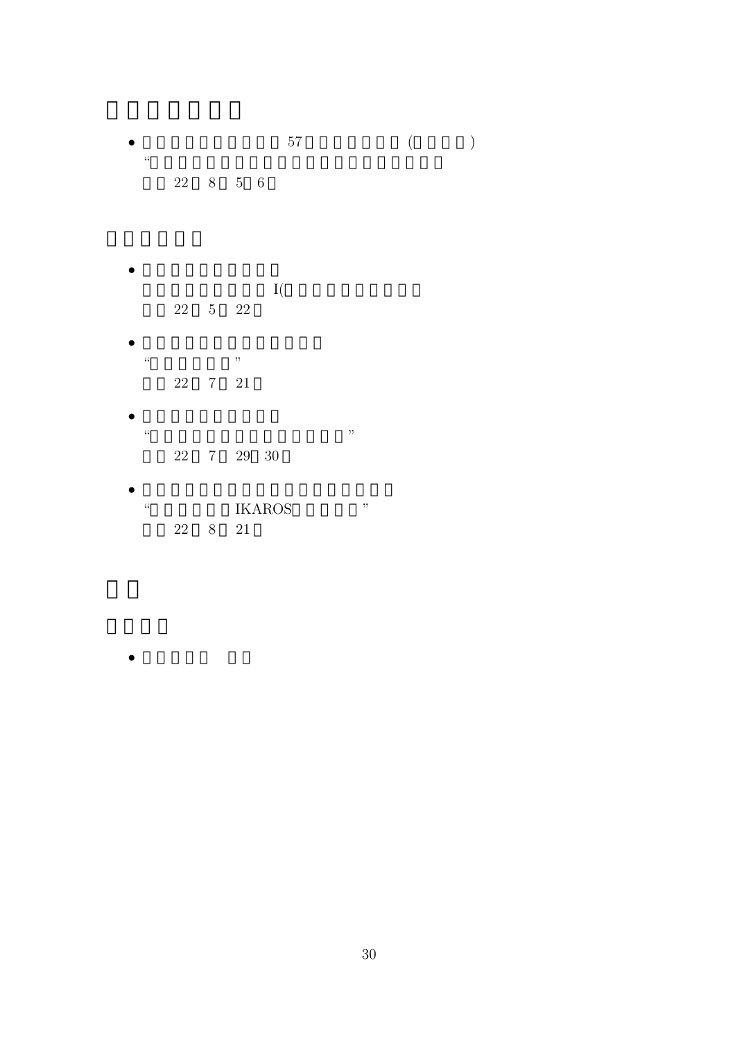- 57 ( )

  “

  22 8 5 6

- I(

  22 5 22

- “ ”

  22 7 21

- “ ”

  22 7 29 30

- “ IKAROS ”

  22 8 21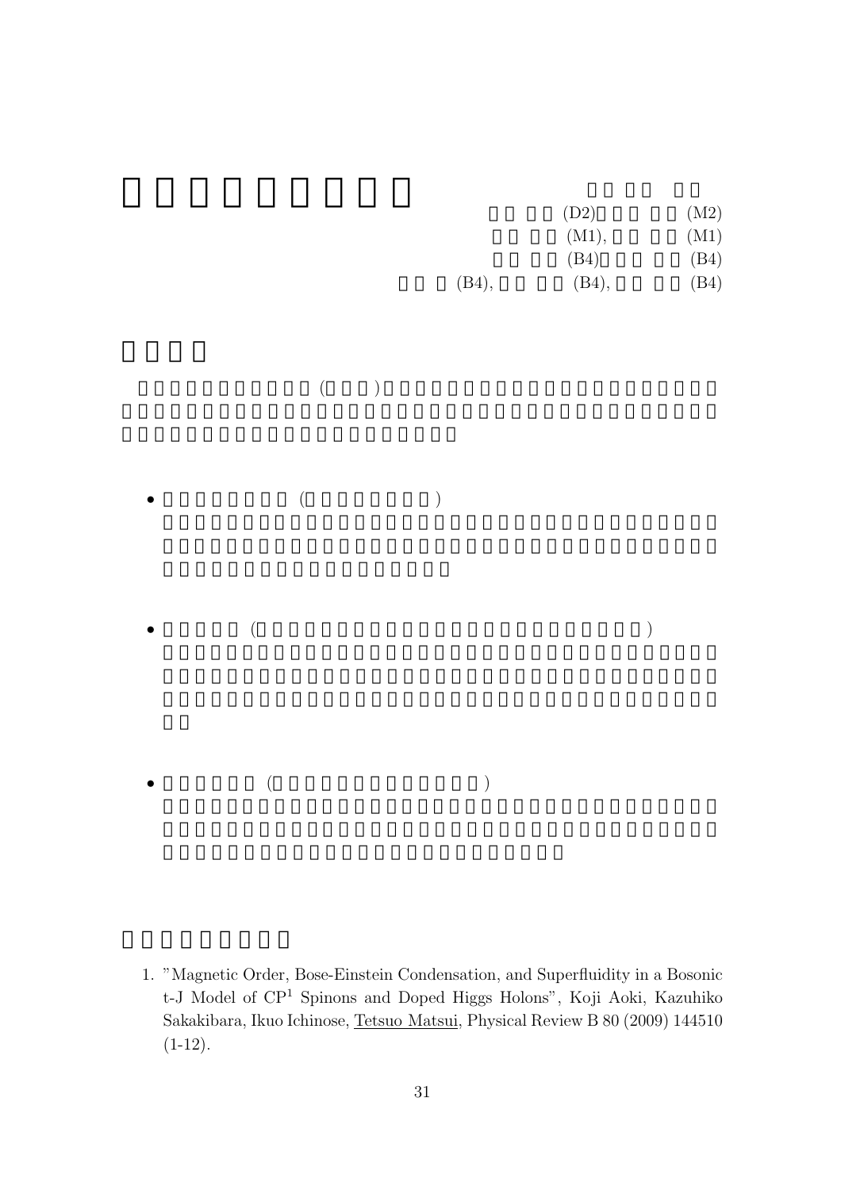(D2) (M2)

(M1), (M1)

(B4) (B4)

(B4), (B4), (B4)

( )

- ( )

- ( )

- ( )

1. "Magnetic Order, Bose-Einstein Condensation, and Superfluidity in a Bosonic t-J Model of $CP^1$ Spinons and Doped Higgs Holons", Koji Aoki, Kazuhiko Sakakibara, Ikuo Ichinose, Tetsuo Matsui, Physical Review B 80 (2009) 144510 (1-12).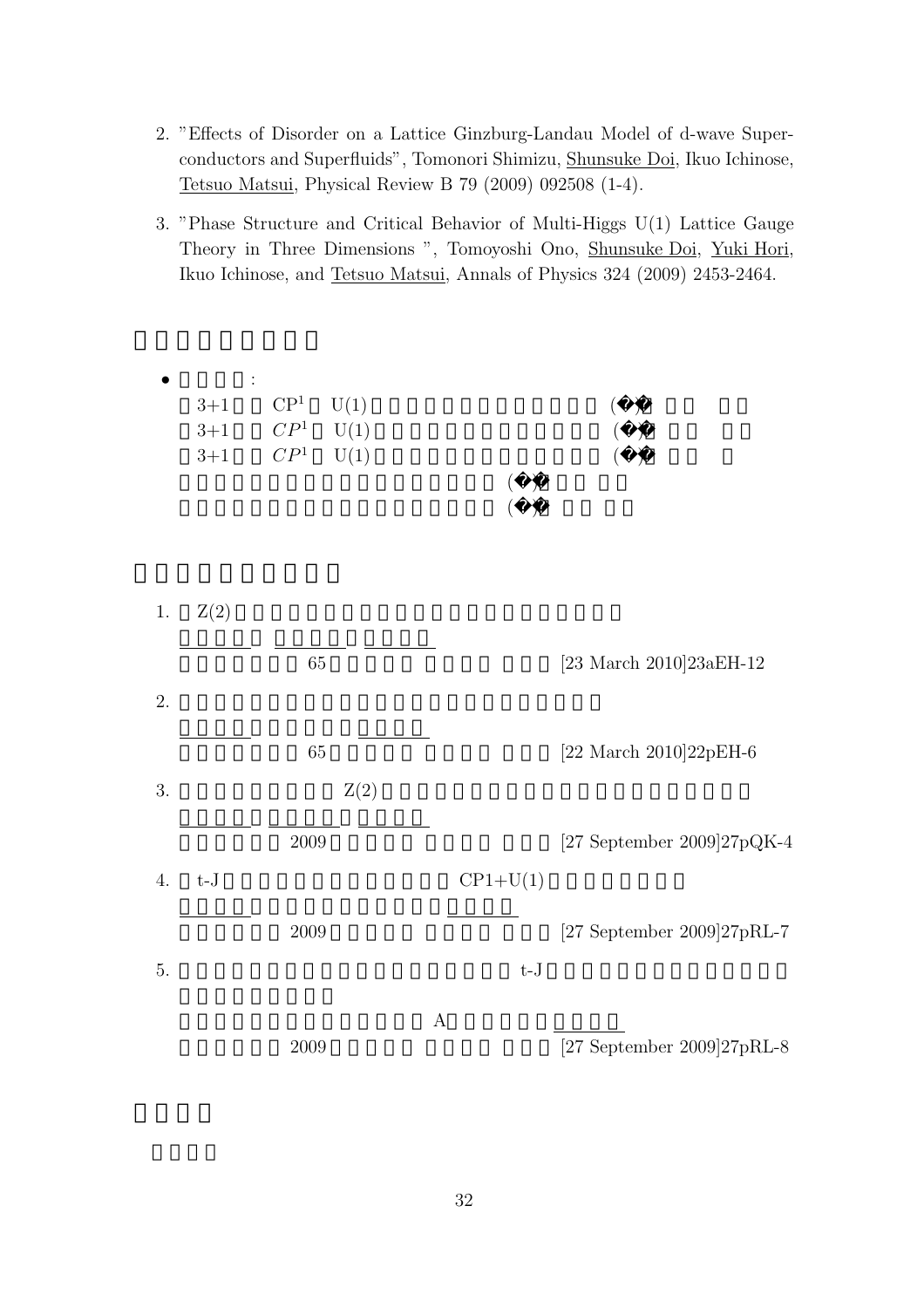2. "Effects of Disorder on a Lattice Ginzburg-Landau Model of d-wave Superconductors and Superfluids", Tomonori Shimizu, Shunsuke Doi, Ikuo Ichinose, Tetsuo Matsui, Physical Review B 79 (2009) 092508 (1-4).

3. "Phase Structure and Critical Behavior of Multi-Higgs U(1) Lattice Gauge Theory in Three Dimensions ", Tomoyoshi Ono, Shunsuke Doi, Yuki Hori, Ikuo Ichinose, and Tetsuo Matsui, Annals of Physics 324 (2009) 2453-2464.

- :

  3+1 $CP^1$ U(1) (
  3+1 $CP^1$ U(1) (
  3+1 $CP^1$ U(1) (
  (
  (

1. Z(2)

   65 [23 March 2010]23aEH-12

2. 

   65 [22 March 2010]22pEH-6

3. Z(2)

   2009 [27 September 2009]27pQK-4

4. t-J CP1+U(1)

   2009 [27 September 2009]27pRL-7

5. t-J

   A

   2009 [27 September 2009]27pRL-8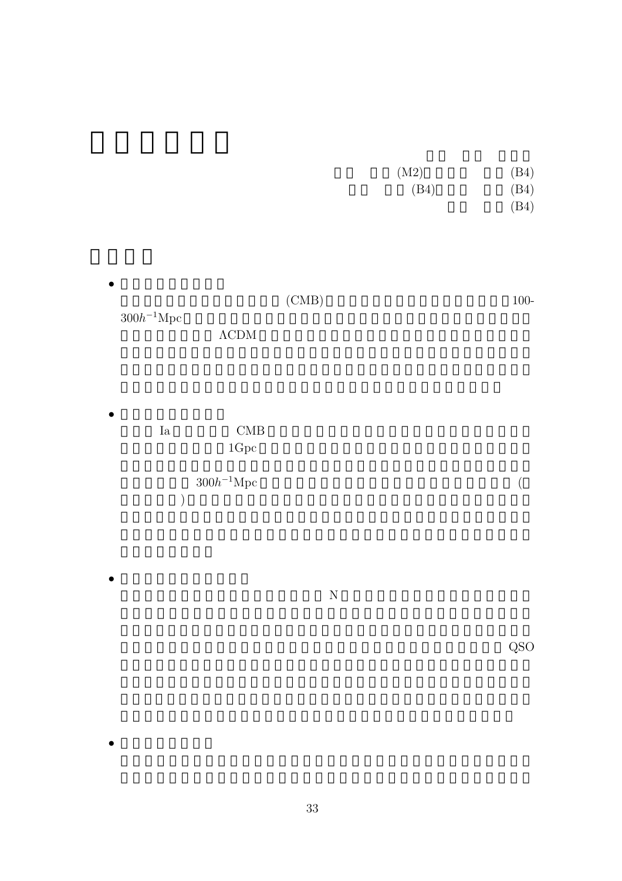(M2) (B4)

(B4) (B4)

(B4)

- (CMB) 100-300$h^{-1}$Mpc ΛCDM

- Ia CMB 1Gpc 300$h^{-1}$Mpc ( )

- N QSO

-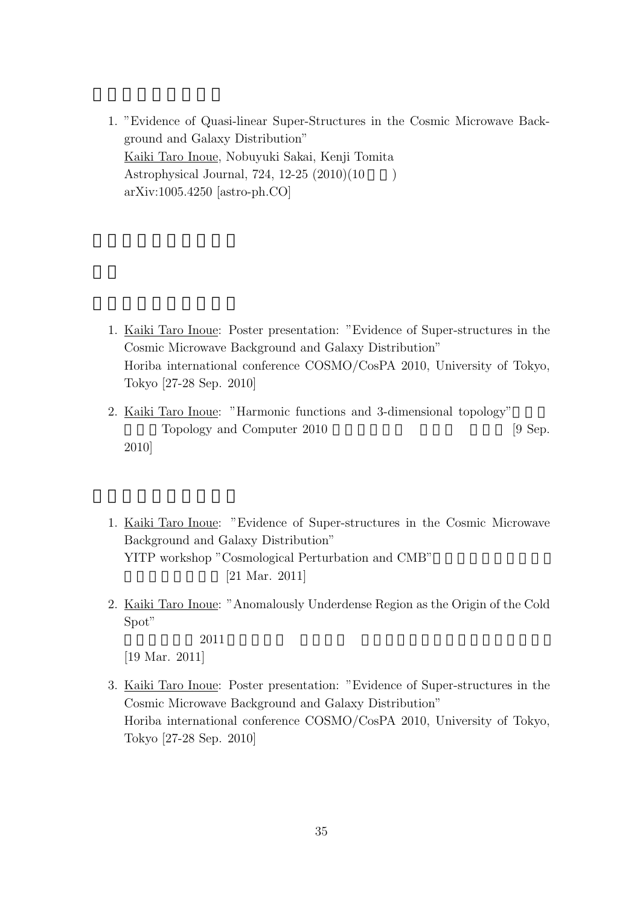1. "Evidence of Quasi-linear Super-Structures in the Cosmic Microwave Background and Galaxy Distribution"
   Kaiki Taro Inoue, Nobuyuki Sakai, Kenji Tomita
   Astrophysical Journal, 724, 12-25 (2010)(10 )
   arXiv:1005.4250 [astro-ph.CO]

1. Kaiki Taro Inoue: Poster presentation: "Evidence of Super-structures in the Cosmic Microwave Background and Galaxy Distribution"
   Horiba international conference COSMO/CosPA 2010, University of Tokyo, Tokyo [27-28 Sep. 2010]

2. Kaiki Taro Inoue: "Harmonic functions and 3-dimensional topology"
   Topology and Computer 2010 [9 Sep. 2010]

1. Kaiki Taro Inoue: "Evidence of Super-structures in the Cosmic Microwave Background and Galaxy Distribution"
   YITP workshop "Cosmological Perturbation and CMB"
   [21 Mar. 2011]

2. Kaiki Taro Inoue: "Anomalously Underdense Region as the Origin of the Cold Spot"
   2011
   [19 Mar. 2011]

3. Kaiki Taro Inoue: Poster presentation: "Evidence of Super-structures in the Cosmic Microwave Background and Galaxy Distribution"
   Horiba international conference COSMO/CosPA 2010, University of Tokyo, Tokyo [27-28 Sep. 2010]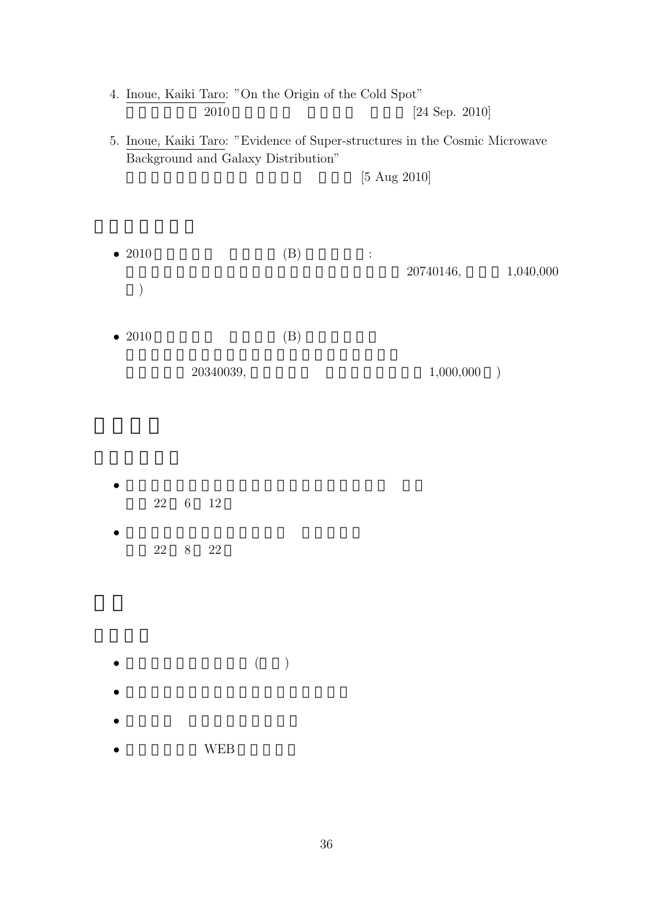4. Inoue, Kaiki Taro: "On the Origin of the Cold Spot"
   2010 [24 Sep. 2010]

5. Inoue, Kaiki Taro: "Evidence of Super-structures in the Cosmic Microwave Background and Galaxy Distribution"
   [5 Aug 2010]

#

- 2010 (B) :
  20740146, 1,040,000
  )

- 2010 (B)
  20340039, 1,000,000 )

#

##

- 22 6 12

- 22 8 22

#

##

- ( )

-

-

- WEB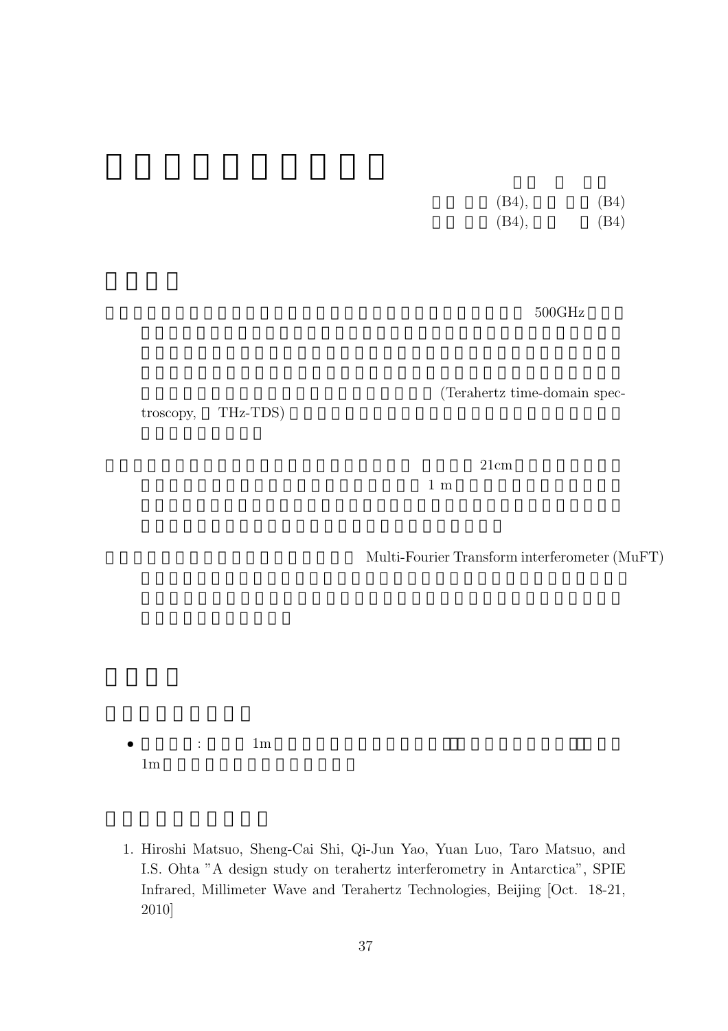(B4), (B4)
(B4), (B4)

500GHz

(Terahertz time-domain spectroscopy, THz-TDS)

21cm

1 m

Multi-Fourier Transform interferometer (MuFT)

- : 1m
  1m

1. Hiroshi Matsuo, Sheng-Cai Shi, Qi-Jun Yao, Yuan Luo, Taro Matsuo, and I.S. Ohta "A design study on terahertz interferometry in Antarctica", SPIE Infrared, Millimeter Wave and Terahertz Technologies, Beijing [Oct. 18-21, 2010]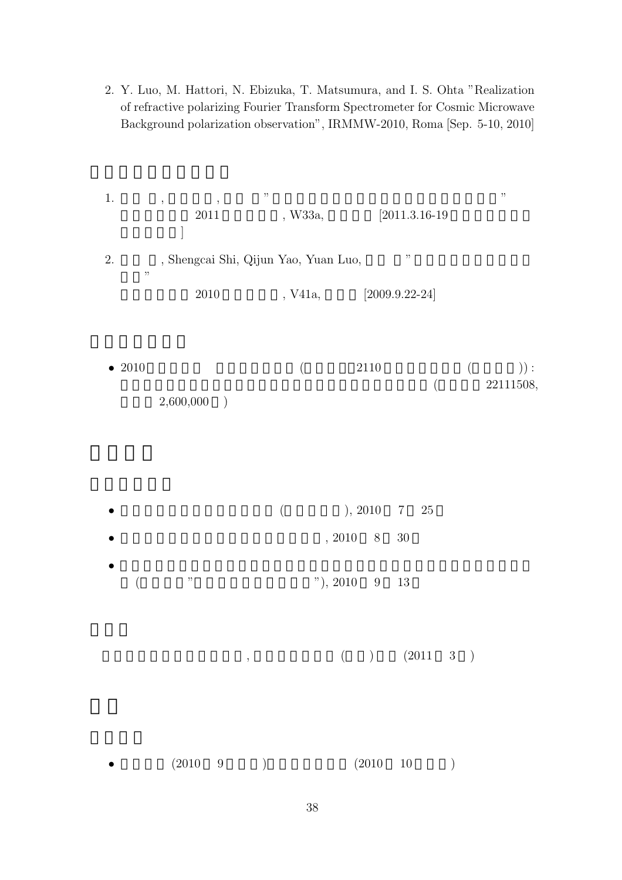2. Y. Luo, M. Hattori, N. Ebizuka, T. Matsumura, and I. S. Ohta "Realization of refractive polarizing Fourier Transform Spectrometer for Cosmic Microwave Background polarization observation", IRMMW-2010, Roma [Sep. 5-10, 2010]

1. , , " "
2011 , W33a, [2011.3.16-19
]

2. , Shengcai Shi, Qijun Yao, Yuan Luo, "
"
2010 , V41a, [2009.9.22-24]

- 2010 ( 2110 ( )) :
( 22111508,
2,600,000 )

- ( ), 2010 7 25
- , 2010 8 30
- ( " "), 2010 9 13

, ( ) (2011 3 )

- (2010 9 ) (2010 10 )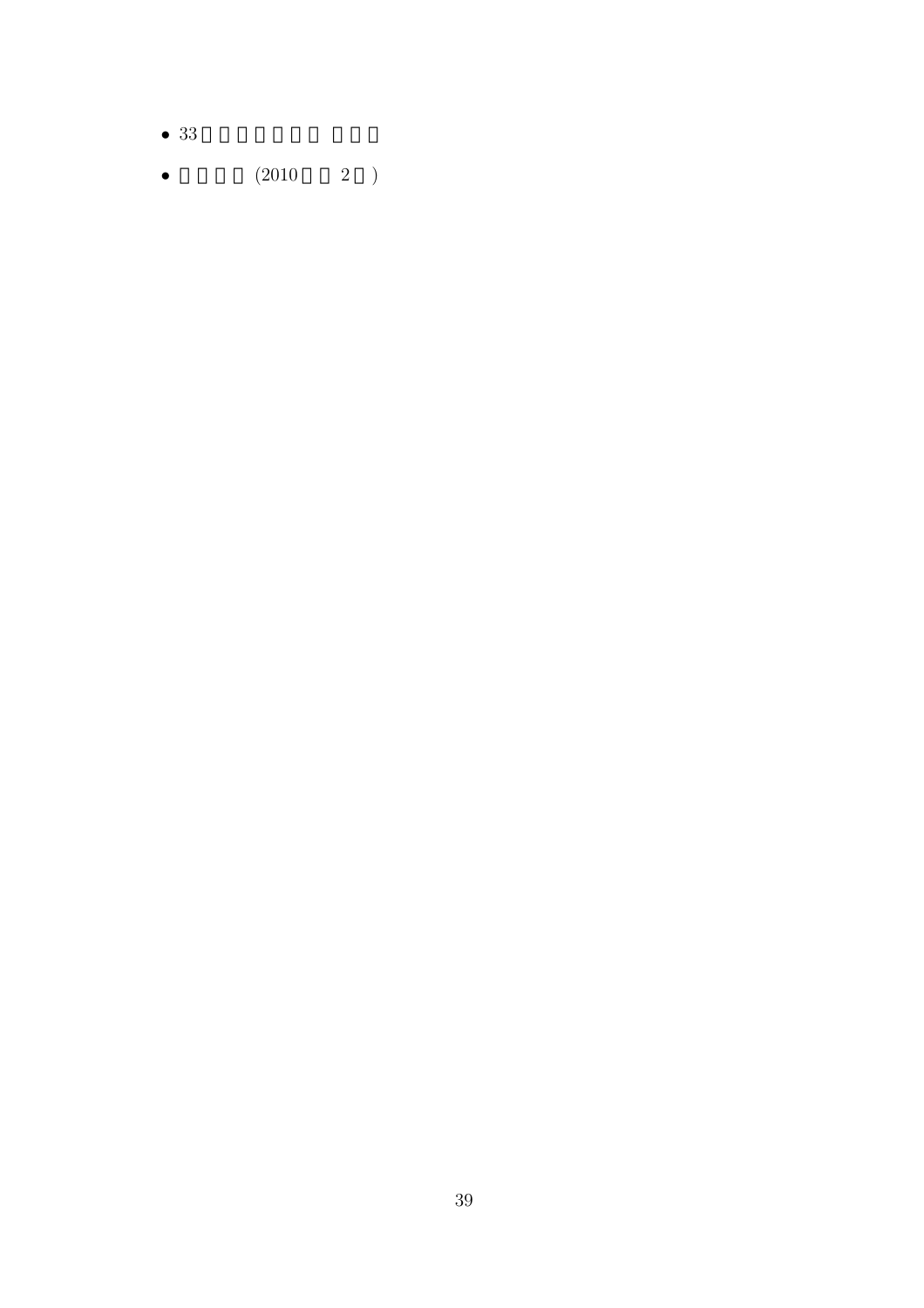- 33
- (2010 2 )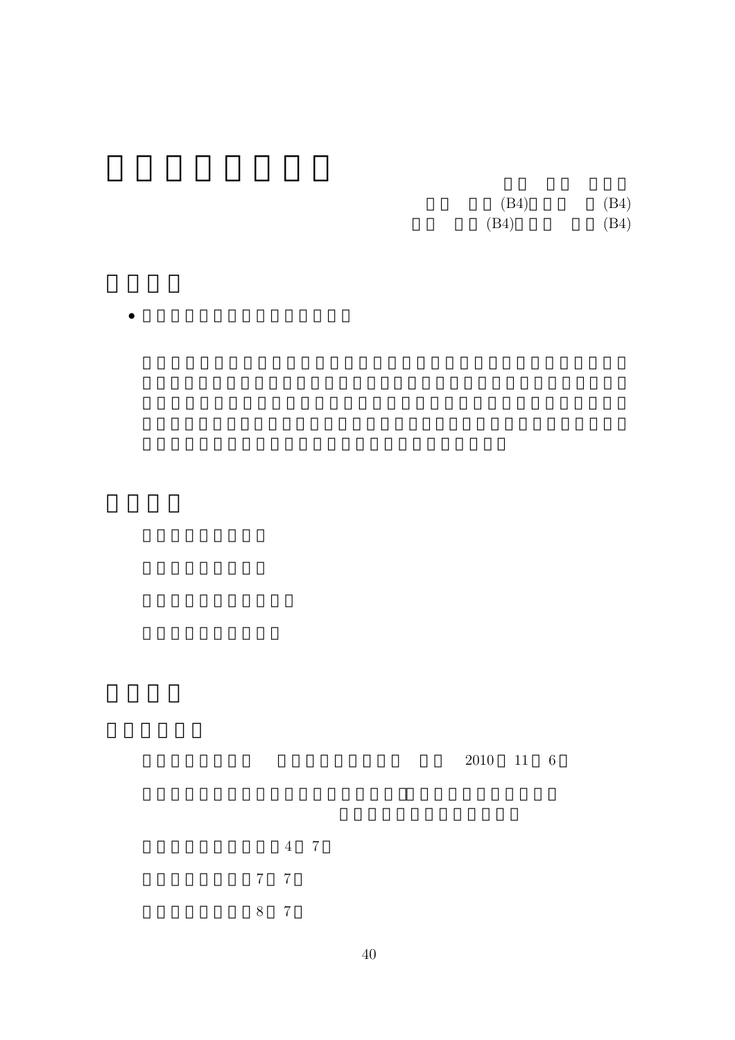(B4) (B4)

(B4) (B4)

2010 11 6

4 7

7 7

8 7